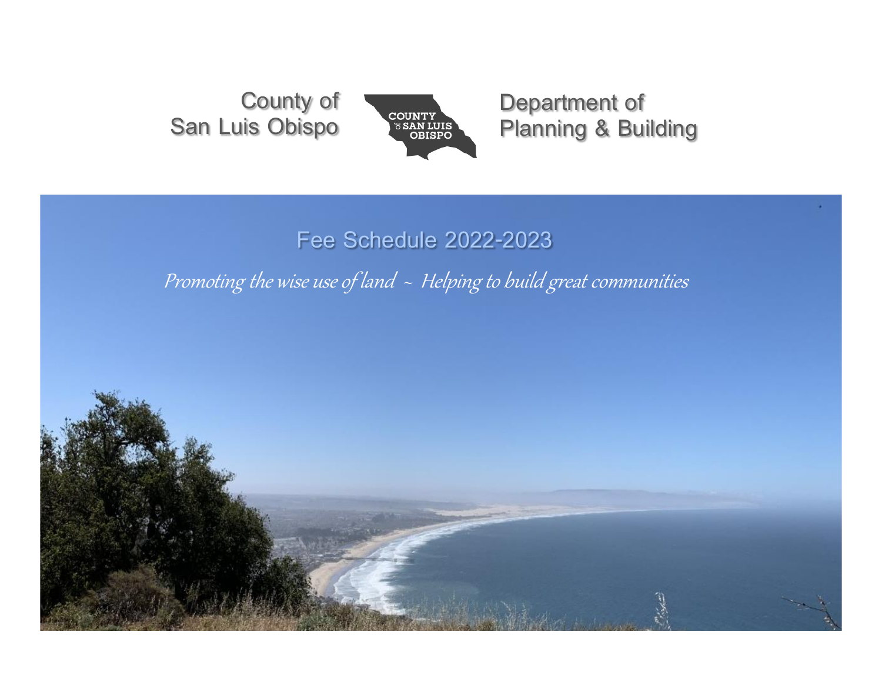County of San Luis Obispo

Department of Planning & Building

# Fee Schedule 2022-2023

*Promoting the wise use of land ~ Helping to build great communities*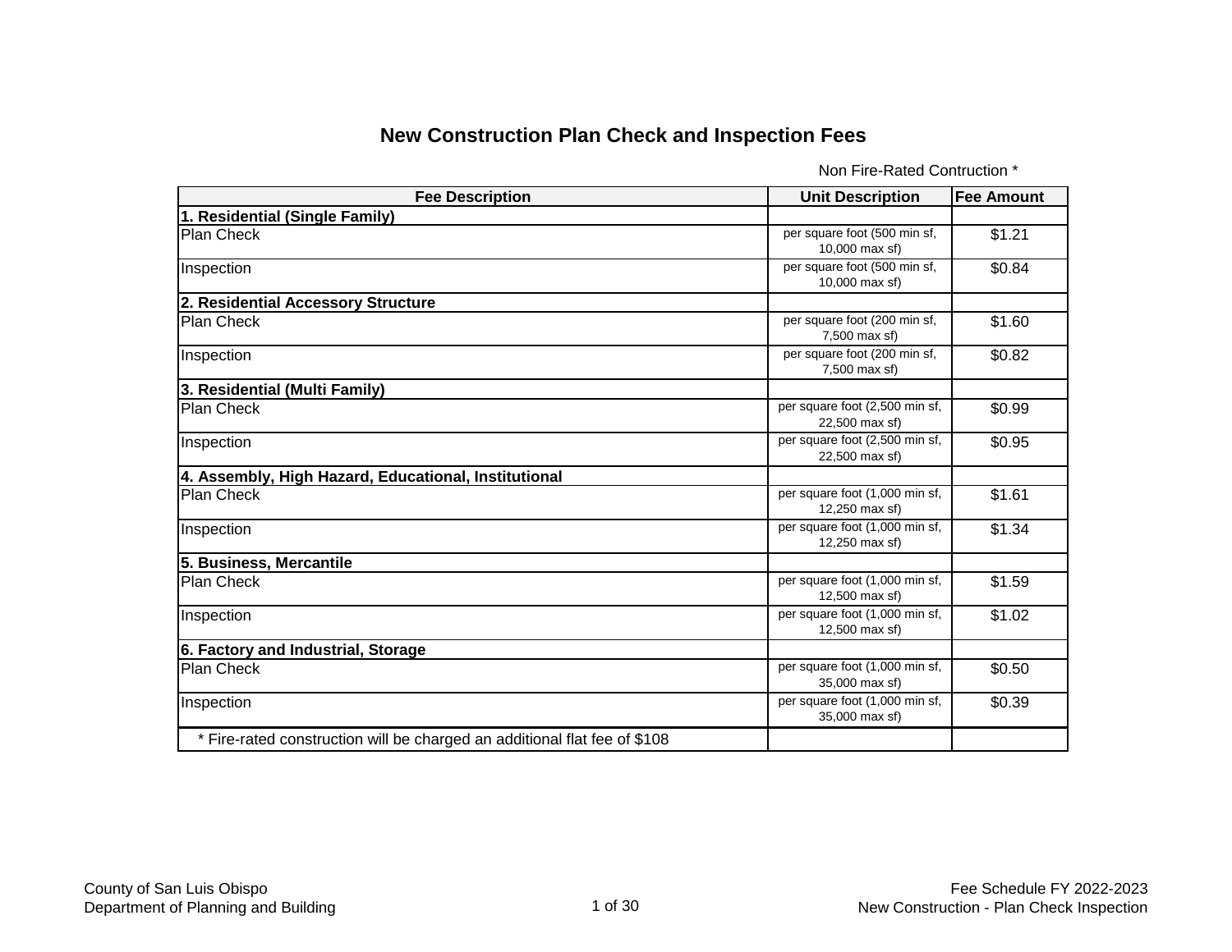# New Construction Plan Check and Inspection Fees

Non Fire-Rated Contruction *

| Fee Description | Unit Description | Fee Amount |
|---|---|---|
| **1. Residential (Single Family)** | | |
| Plan Check | per square foot (500 min sf, 10,000 max sf) | $1.21 |
| Inspection | per square foot (500 min sf, 10,000 max sf) | $0.84 |
| **2. Residential Accessory Structure** | | |
| Plan Check | per square foot (200 min sf, 7,500 max sf) | $1.60 |
| Inspection | per square foot (200 min sf, 7,500 max sf) | $0.82 |
| **3. Residential (Multi Family)** | | |
| Plan Check | per square foot (2,500 min sf, 22,500 max sf) | $0.99 |
| Inspection | per square foot (2,500 min sf, 22,500 max sf) | $0.95 |
| **4. Assembly, High Hazard, Educational, Institutional** | | |
| Plan Check | per square foot (1,000 min sf, 12,250 max sf) | $1.61 |
| Inspection | per square foot (1,000 min sf, 12,250 max sf) | $1.34 |
| **5. Business, Mercantile** | | |
| Plan Check | per square foot (1,000 min sf, 12,500 max sf) | $1.59 |
| Inspection | per square foot (1,000 min sf, 12,500 max sf) | $1.02 |
| **6. Factory and Industrial, Storage** | | |
| Plan Check | per square foot (1,000 min sf, 35,000 max sf) | $0.50 |
| Inspection | per square foot (1,000 min sf, 35,000 max sf) | $0.39 |
| * Fire-rated construction will be charged an additional flat fee of $108 | | |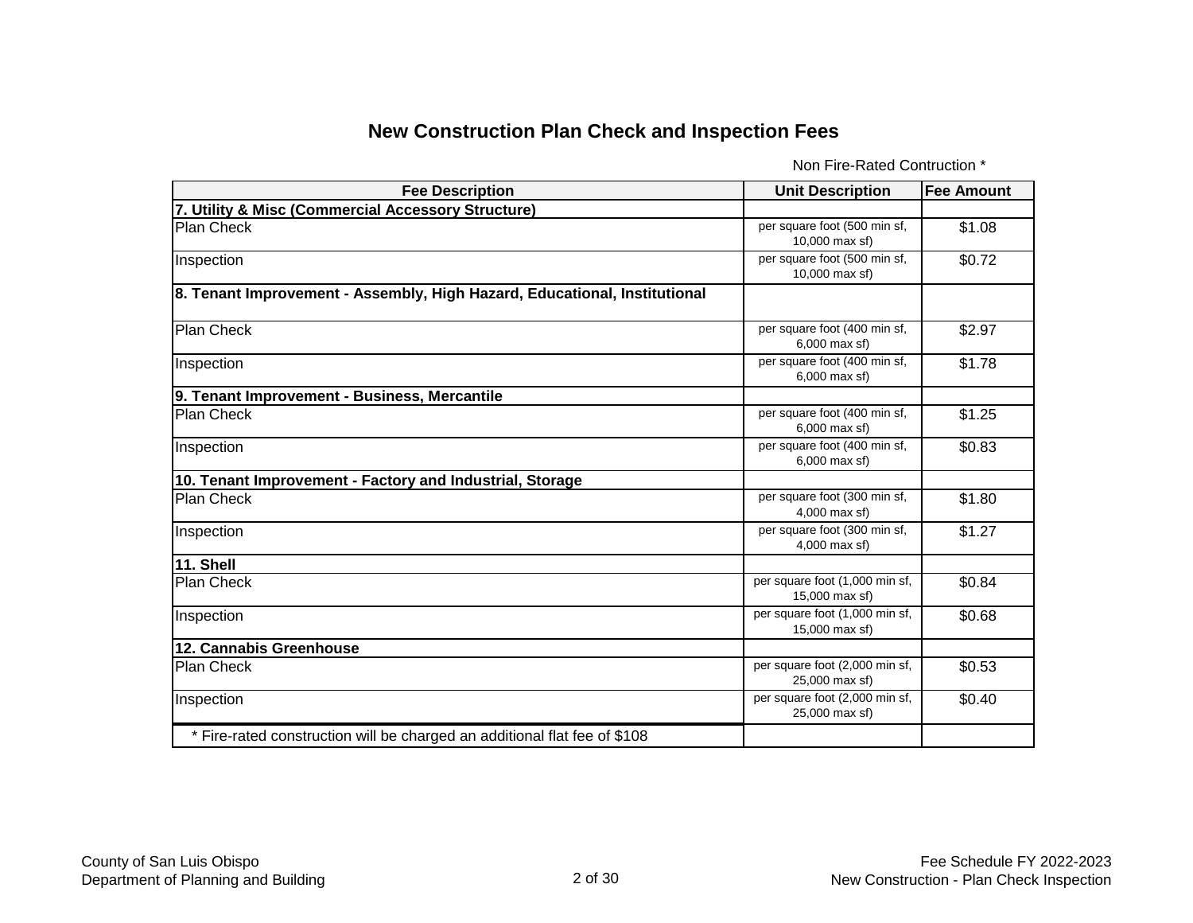## New Construction Plan Check and Inspection Fees

Non Fire-Rated Contruction *

| Fee Description | Unit Description | Fee Amount |
|---|---|---|
| **7. Utility & Misc (Commercial Accessory Structure)** | | |
| Plan Check | per square foot (500 min sf, 10,000 max sf) | $1.08 |
| Inspection | per square foot (500 min sf, 10,000 max sf) | $0.72 |
| **8. Tenant Improvement - Assembly, High Hazard, Educational, Institutional** | | |
| Plan Check | per square foot (400 min sf, 6,000 max sf) | $2.97 |
| Inspection | per square foot (400 min sf, 6,000 max sf) | $1.78 |
| **9. Tenant Improvement - Business, Mercantile** | | |
| Plan Check | per square foot (400 min sf, 6,000 max sf) | $1.25 |
| Inspection | per square foot (400 min sf, 6,000 max sf) | $0.83 |
| **10. Tenant Improvement - Factory and Industrial, Storage** | | |
| Plan Check | per square foot (300 min sf, 4,000 max sf) | $1.80 |
| Inspection | per square foot (300 min sf, 4,000 max sf) | $1.27 |
| **11. Shell** | | |
| Plan Check | per square foot (1,000 min sf, 15,000 max sf) | $0.84 |
| Inspection | per square foot (1,000 min sf, 15,000 max sf) | $0.68 |
| **12. Cannabis Greenhouse** | | |
| Plan Check | per square foot (2,000 min sf, 25,000 max sf) | $0.53 |
| Inspection | per square foot (2,000 min sf, 25,000 max sf) | $0.40 |
| * Fire-rated construction will be charged an additional flat fee of $108 | | |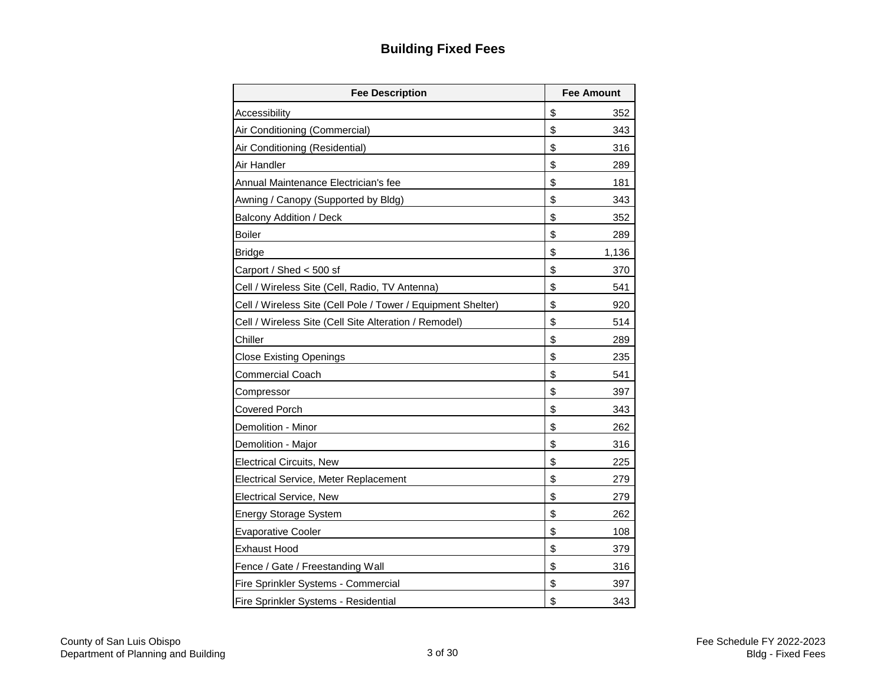# Building Fixed Fees

| Fee Description | Fee Amount |
|---|---|
| Accessibility | $ 352 |
| Air Conditioning (Commercial) | $ 343 |
| Air Conditioning (Residential) | $ 316 |
| Air Handler | $ 289 |
| Annual Maintenance Electrician's fee | $ 181 |
| Awning / Canopy (Supported by Bldg) | $ 343 |
| Balcony Addition / Deck | $ 352 |
| Boiler | $ 289 |
| Bridge | $ 1,136 |
| Carport / Shed < 500 sf | $ 370 |
| Cell / Wireless Site (Cell, Radio, TV Antenna) | $ 541 |
| Cell / Wireless Site (Cell Pole / Tower / Equipment Shelter) | $ 920 |
| Cell / Wireless Site (Cell Site Alteration / Remodel) | $ 514 |
| Chiller | $ 289 |
| Close Existing Openings | $ 235 |
| Commercial Coach | $ 541 |
| Compressor | $ 397 |
| Covered Porch | $ 343 |
| Demolition - Minor | $ 262 |
| Demolition - Major | $ 316 |
| Electrical Circuits, New | $ 225 |
| Electrical Service, Meter Replacement | $ 279 |
| Electrical Service, New | $ 279 |
| Energy Storage System | $ 262 |
| Evaporative Cooler | $ 108 |
| Exhaust Hood | $ 379 |
| Fence / Gate / Freestanding Wall | $ 316 |
| Fire Sprinkler Systems - Commercial | $ 397 |
| Fire Sprinkler Systems - Residential | $ 343 |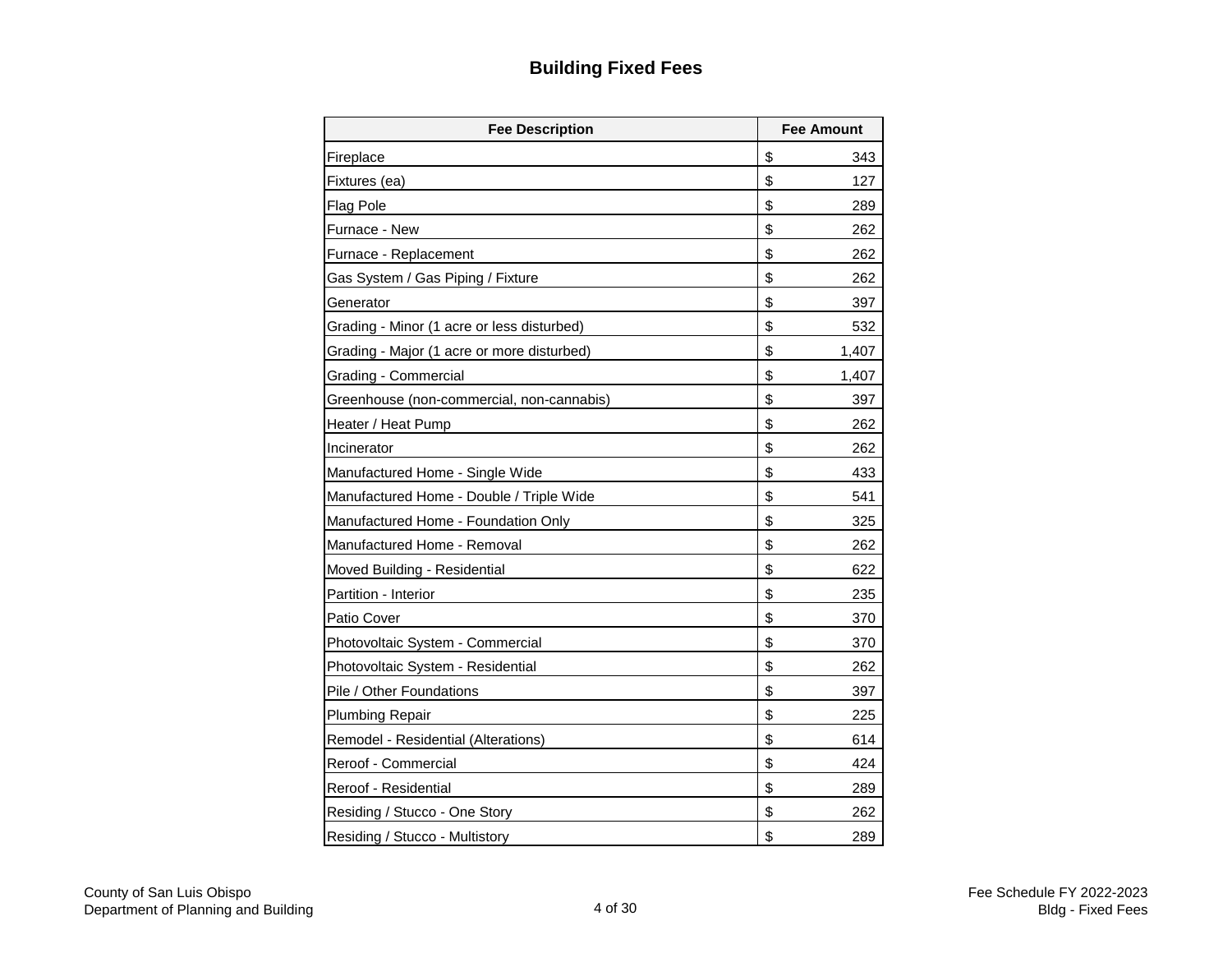# Building Fixed Fees

| Fee Description | Fee Amount |
|---|---|
| Fireplace | $ 343 |
| Fixtures (ea) | $ 127 |
| Flag Pole | $ 289 |
| Furnace - New | $ 262 |
| Furnace - Replacement | $ 262 |
| Gas System / Gas Piping / Fixture | $ 262 |
| Generator | $ 397 |
| Grading - Minor (1 acre or less disturbed) | $ 532 |
| Grading - Major (1 acre or more disturbed) | $ 1,407 |
| Grading - Commercial | $ 1,407 |
| Greenhouse (non-commercial, non-cannabis) | $ 397 |
| Heater / Heat Pump | $ 262 |
| Incinerator | $ 262 |
| Manufactured Home - Single Wide | $ 433 |
| Manufactured Home - Double / Triple Wide | $ 541 |
| Manufactured Home - Foundation Only | $ 325 |
| Manufactured Home - Removal | $ 262 |
| Moved Building - Residential | $ 622 |
| Partition - Interior | $ 235 |
| Patio Cover | $ 370 |
| Photovoltaic System - Commercial | $ 370 |
| Photovoltaic System - Residential | $ 262 |
| Pile / Other Foundations | $ 397 |
| Plumbing Repair | $ 225 |
| Remodel - Residential (Alterations) | $ 614 |
| Reroof - Commercial | $ 424 |
| Reroof - Residential | $ 289 |
| Residing / Stucco - One Story | $ 262 |
| Residing / Stucco - Multistory | $ 289 |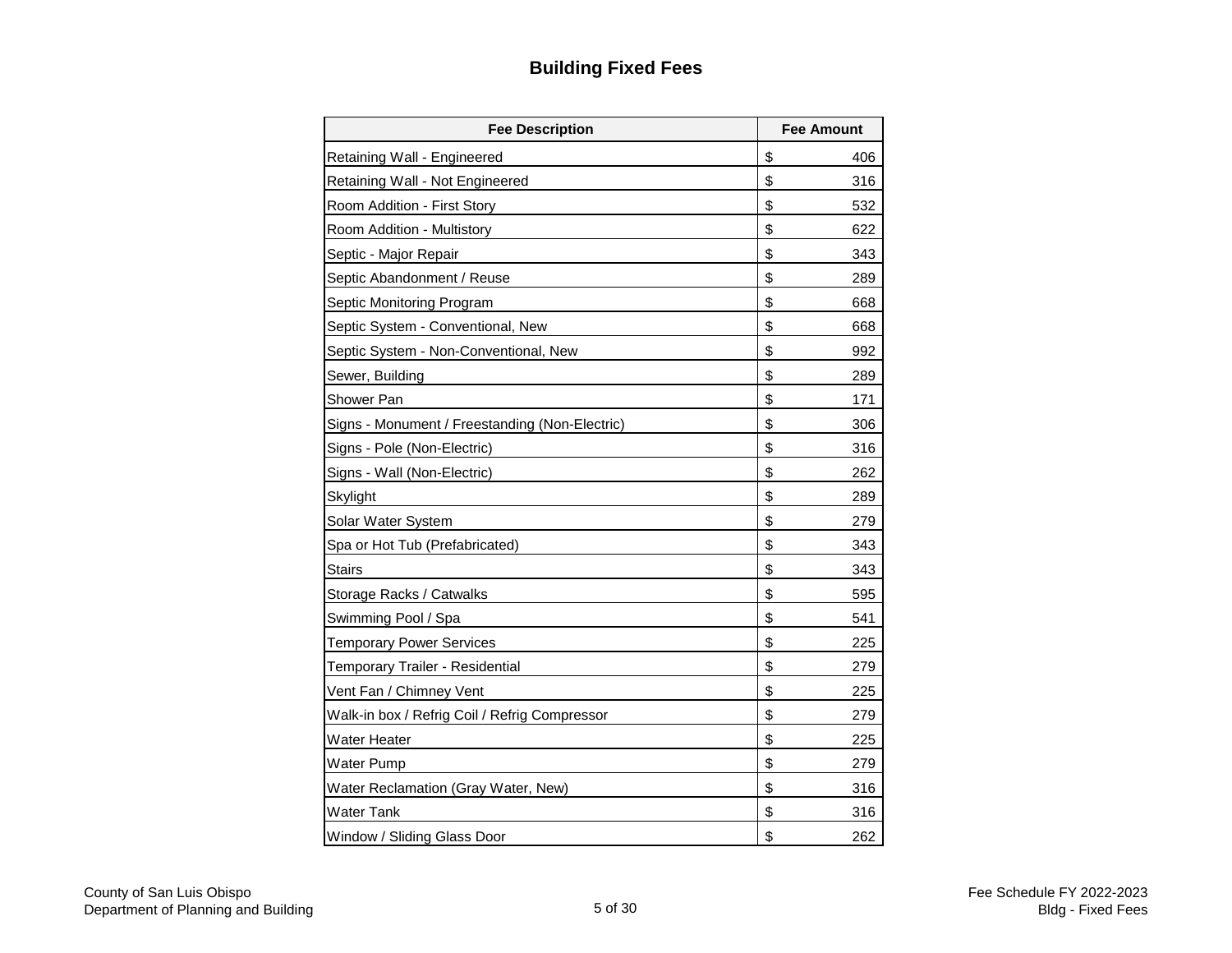# Building Fixed Fees

| Fee Description | Fee Amount |
|---|---|
| Retaining Wall - Engineered | $ 406 |
| Retaining Wall - Not Engineered | $ 316 |
| Room Addition - First Story | $ 532 |
| Room Addition - Multistory | $ 622 |
| Septic - Major Repair | $ 343 |
| Septic Abandonment / Reuse | $ 289 |
| Septic Monitoring Program | $ 668 |
| Septic System - Conventional, New | $ 668 |
| Septic System - Non-Conventional, New | $ 992 |
| Sewer, Building | $ 289 |
| Shower Pan | $ 171 |
| Signs - Monument / Freestanding (Non-Electric) | $ 306 |
| Signs - Pole (Non-Electric) | $ 316 |
| Signs - Wall (Non-Electric) | $ 262 |
| Skylight | $ 289 |
| Solar Water System | $ 279 |
| Spa or Hot Tub (Prefabricated) | $ 343 |
| Stairs | $ 343 |
| Storage Racks / Catwalks | $ 595 |
| Swimming Pool / Spa | $ 541 |
| Temporary Power Services | $ 225 |
| Temporary Trailer - Residential | $ 279 |
| Vent Fan / Chimney Vent | $ 225 |
| Walk-in box / Refrig Coil / Refrig Compressor | $ 279 |
| Water Heater | $ 225 |
| Water Pump | $ 279 |
| Water Reclamation (Gray Water, New) | $ 316 |
| Water Tank | $ 316 |
| Window / Sliding Glass Door | $ 262 |

County of San Luis Obispo
Department of Planning and Building

Fee Schedule FY 2022-2023
Bldg - Fixed Fees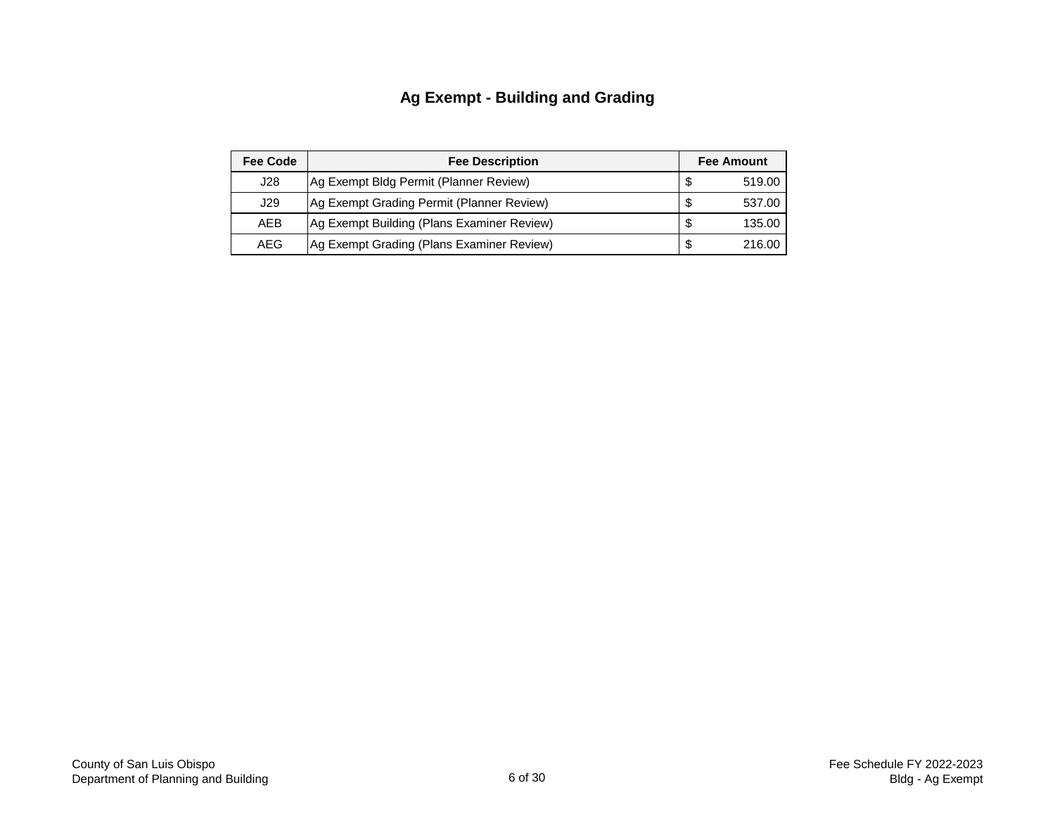# Ag Exempt - Building and Grading

| Fee Code | Fee Description | Fee Amount |
|---|---|---|
| J28 | Ag Exempt Bldg Permit (Planner Review) | $ 519.00 |
| J29 | Ag Exempt Grading Permit (Planner Review) | $ 537.00 |
| AEB | Ag Exempt Building (Plans Examiner Review) | $ 135.00 |
| AEG | Ag Exempt Grading (Plans Examiner Review) | $ 216.00 |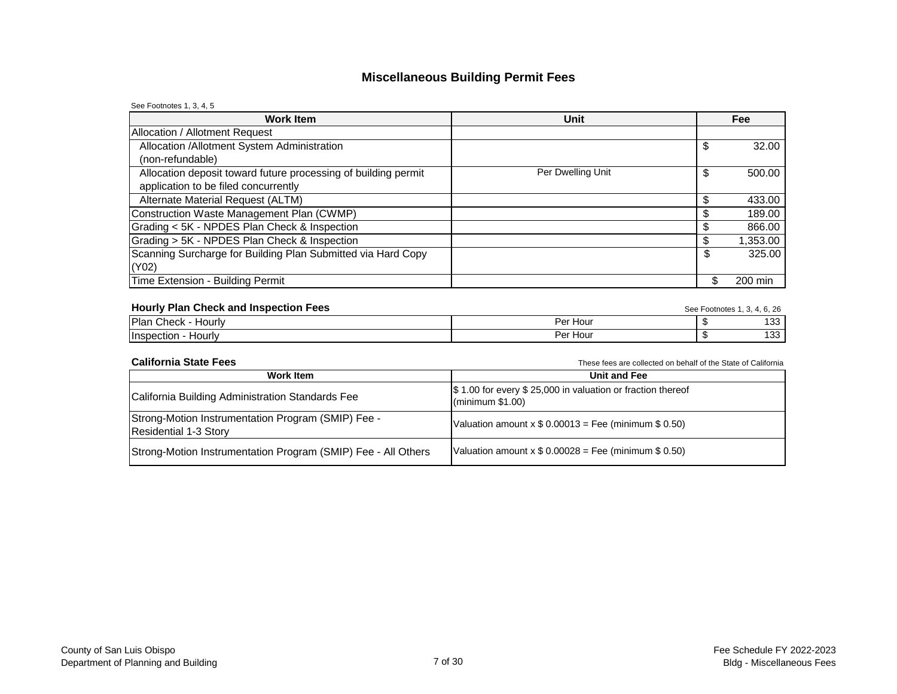# Miscellaneous Building Permit Fees

See Footnotes 1, 3, 4, 5

| Work Item | Unit | Fee |
|---|---|---|
| Allocation / Allotment Request | | |
| Allocation /Allotment System Administration (non-refundable) | | $ 32.00 |
| Allocation deposit toward future processing of building permit application to be filed concurrently | Per Dwelling Unit | $ 500.00 |
| Alternate Material Request (ALTM) | | $ 433.00 |
| Construction Waste Management Plan (CWMP) | | $ 189.00 |
| Grading < 5K - NPDES Plan Check & Inspection | | $ 866.00 |
| Grading > 5K - NPDES Plan Check & Inspection | | $ 1,353.00 |
| Scanning Surcharge for Building Plan Submitted via Hard Copy (Y02) | | $ 325.00 |
| Time Extension - Building Permit | | $ 200 min |

## Hourly Plan Check and Inspection Fees

See Footnotes 1, 3, 4, 6, 26

| Work Item | Unit | Fee |
|---|---|---|
| Plan Check - Hourly | Per Hour | $ 133 |
| Inspection - Hourly | Per Hour | $ 133 |

## California State Fees

These fees are collected on behalf of the State of California

| Work Item | Unit and Fee |
|---|---|
| California Building Administration Standards Fee | $ 1.00 for every $ 25,000 in valuation or fraction thereof (minimum $1.00) |
| Strong-Motion Instrumentation Program (SMIP) Fee - Residential 1-3 Story | Valuation amount x $ 0.00013 = Fee (minimum $ 0.50) |
| Strong-Motion Instrumentation Program (SMIP) Fee - All Others | Valuation amount x $ 0.00028 = Fee (minimum $ 0.50) |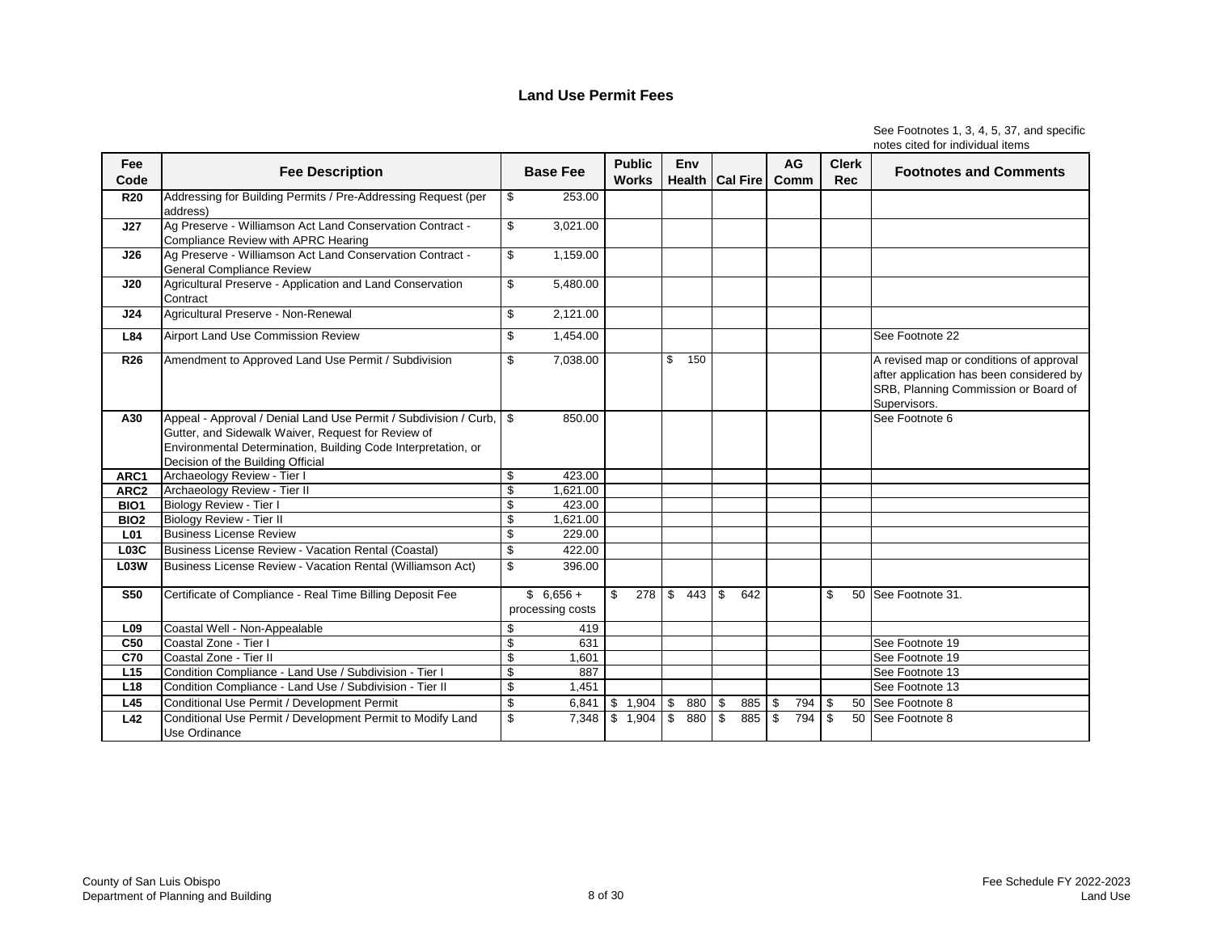## Land Use Permit Fees

See Footnotes 1, 3, 4, 5, 37, and specific notes cited for individual items

| Fee Code | Fee Description | Base Fee | Public Works | Env Health | Cal Fire | AG Comm | Clerk Rec | Footnotes and Comments |
|---|---|---|---|---|---|---|---|---|
| R20 | Addressing for Building Permits / Pre-Addressing Request (per address) | $ 253.00 | | | | | | |
| J27 | Ag Preserve - Williamson Act Land Conservation Contract - Compliance Review with APRC Hearing | $ 3,021.00 | | | | | | |
| J26 | Ag Preserve - Williamson Act Land Conservation Contract - General Compliance Review | $ 1,159.00 | | | | | | |
| J20 | Agricultural Preserve - Application and Land Conservation Contract | $ 5,480.00 | | | | | | |
| J24 | Agricultural Preserve - Non-Renewal | $ 2,121.00 | | | | | | |
| L84 | Airport Land Use Commission Review | $ 1,454.00 | | | | | | See Footnote 22 |
| R26 | Amendment to Approved Land Use Permit / Subdivision | $ 7,038.00 | | $ 150 | | | | A revised map or conditions of approval after application has been considered by SRB, Planning Commission or Board of Supervisors. |
| A30 | Appeal - Approval / Denial Land Use Permit / Subdivision / Curb, Gutter, and Sidewalk Waiver, Request for Review of Environmental Determination, Building Code Interpretation, or Decision of the Building Official | $ 850.00 | | | | | | See Footnote 6 |
| ARC1 | Archaeology Review - Tier I | $ 423.00 | | | | | | |
| ARC2 | Archaeology Review - Tier II | $ 1,621.00 | | | | | | |
| BIO1 | Biology Review - Tier I | $ 423.00 | | | | | | |
| BIO2 | Biology Review - Tier II | $ 1,621.00 | | | | | | |
| L01 | Business License Review | $ 229.00 | | | | | | |
| L03C | Business License Review - Vacation Rental (Coastal) | $ 422.00 | | | | | | |
| L03W | Business License Review - Vacation Rental (Williamson Act) | $ 396.00 | | | | | | |
| S50 | Certificate of Compliance - Real Time Billing Deposit Fee | $ 6,656 + processing costs | $ 278 | $ 443 | $ 642 | | $ 50 | See Footnote 31. |
| L09 | Coastal Well - Non-Appealable | $ 419 | | | | | | |
| C50 | Coastal Zone - Tier I | $ 631 | | | | | | See Footnote 19 |
| C70 | Coastal Zone - Tier II | $ 1,601 | | | | | | See Footnote 19 |
| L15 | Condition Compliance - Land Use / Subdivision - Tier I | $ 887 | | | | | | See Footnote 13 |
| L18 | Condition Compliance - Land Use / Subdivision - Tier II | $ 1,451 | | | | | | See Footnote 13 |
| L45 | Conditional Use Permit / Development Permit | $ 6,841 | $ 1,904 | $ 880 | $ 885 | $ 794 | $ 50 | See Footnote 8 |
| L42 | Conditional Use Permit / Development Permit to Modify Land Use Ordinance | $ 7,348 | $ 1,904 | $ 880 | $ 885 | $ 794 | $ 50 | See Footnote 8 |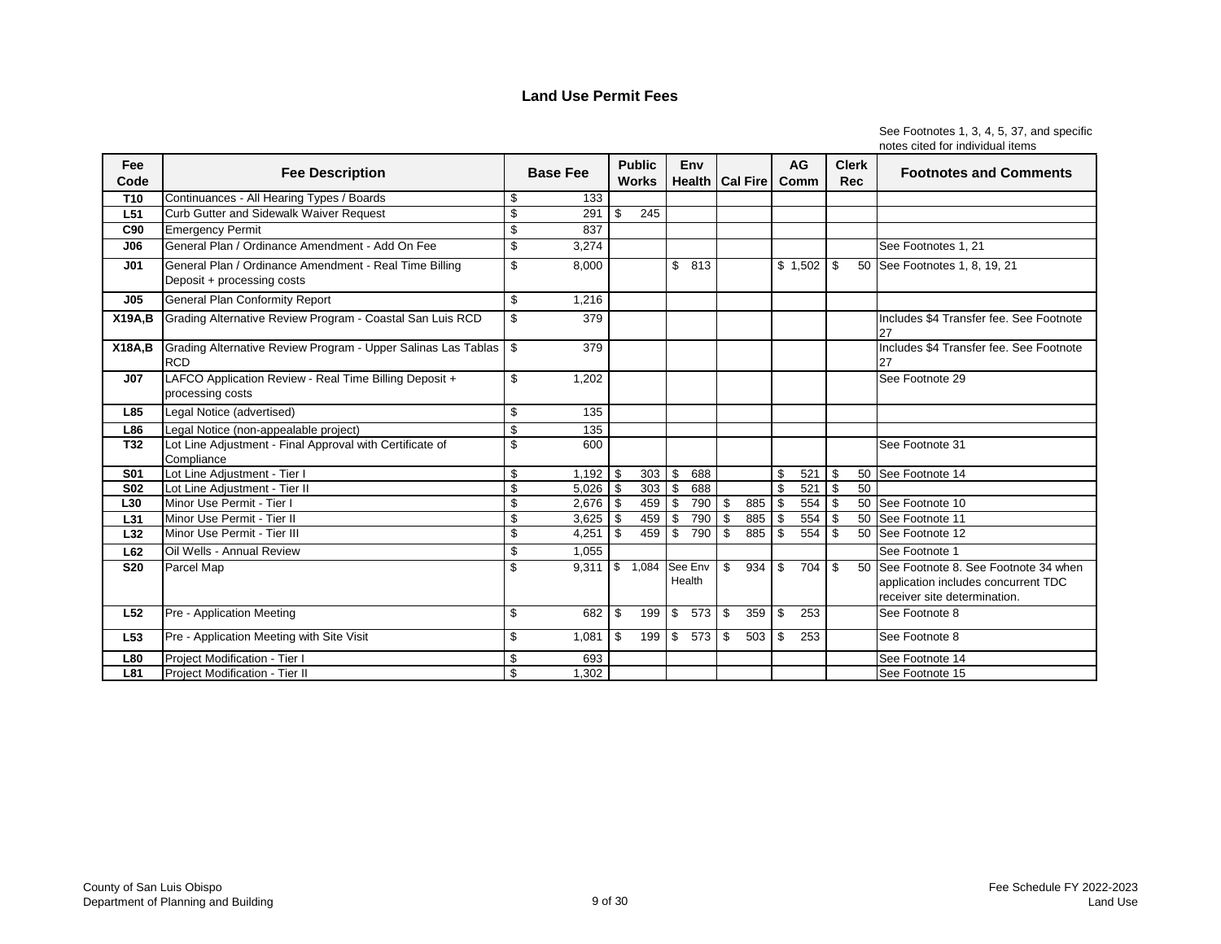## Land Use Permit Fees

See Footnotes 1, 3, 4, 5, 37, and specific notes cited for individual items

| Fee Code | Fee Description | Base Fee | Public Works | Env Health | Cal Fire | AG Comm | Clerk Rec | Footnotes and Comments |
|---|---|---|---|---|---|---|---|---|
| T10 | Continuances - All Hearing Types / Boards | $ 133 | | | | | | |
| L51 | Curb Gutter and Sidewalk Waiver Request | $ 291 | $ 245 | | | | | |
| C90 | Emergency Permit | $ 837 | | | | | | |
| J06 | General Plan / Ordinance Amendment - Add On Fee | $ 3,274 | | | | | | See Footnotes 1, 21 |
| J01 | General Plan / Ordinance Amendment - Real Time Billing Deposit + processing costs | $ 8,000 | | $ 813 | | $ 1,502 | $ 50 | See Footnotes 1, 8, 19, 21 |
| J05 | General Plan Conformity Report | $ 1,216 | | | | | | |
| X19A,B | Grading Alternative Review Program - Coastal San Luis RCD | $ 379 | | | | | | Includes $4 Transfer fee. See Footnote 27 |
| X18A,B | Grading Alternative Review Program - Upper Salinas Las Tablas RCD | $ 379 | | | | | | Includes $4 Transfer fee. See Footnote 27 |
| J07 | LAFCO Application Review - Real Time Billing Deposit + processing costs | $ 1,202 | | | | | | See Footnote 29 |
| L85 | Legal Notice (advertised) | $ 135 | | | | | | |
| L86 | Legal Notice (non-appealable project) | $ 135 | | | | | | |
| T32 | Lot Line Adjustment - Final Approval with Certificate of Compliance | $ 600 | | | | | | See Footnote 31 |
| S01 | Lot Line Adjustment - Tier I | $ 1,192 | $ 303 | $ 688 | | $ 521 | $ 50 | See Footnote 14 |
| S02 | Lot Line Adjustment - Tier II | $ 5,026 | $ 303 | $ 688 | | $ 521 | $ 50 | |
| L30 | Minor Use Permit - Tier I | $ 2,676 | $ 459 | $ 790 | $ 885 | $ 554 | $ 50 | See Footnote 10 |
| L31 | Minor Use Permit - Tier II | $ 3,625 | $ 459 | $ 790 | $ 885 | $ 554 | $ 50 | See Footnote 11 |
| L32 | Minor Use Permit - Tier III | $ 4,251 | $ 459 | $ 790 | $ 885 | $ 554 | $ 50 | See Footnote 12 |
| L62 | Oil Wells - Annual Review | $ 1,055 | | | | | | See Footnote 1 |
| S20 | Parcel Map | $ 9,311 | $ 1,084 | See Env Health | $ 934 | $ 704 | $ 50 | See Footnote 8. See Footnote 34 when application includes concurrent TDC receiver site determination. |
| L52 | Pre - Application Meeting | $ 682 | $ 199 | $ 573 | $ 359 | $ 253 | | See Footnote 8 |
| L53 | Pre - Application Meeting with Site Visit | $ 1,081 | $ 199 | $ 573 | $ 503 | $ 253 | | See Footnote 8 |
| L80 | Project Modification - Tier I | $ 693 | | | | | | See Footnote 14 |
| L81 | Project Modification - Tier II | $ 1,302 | | | | | | See Footnote 15 |

County of San Luis Obispo
Department of Planning and Building

Fee Schedule FY 2022-2023
Land Use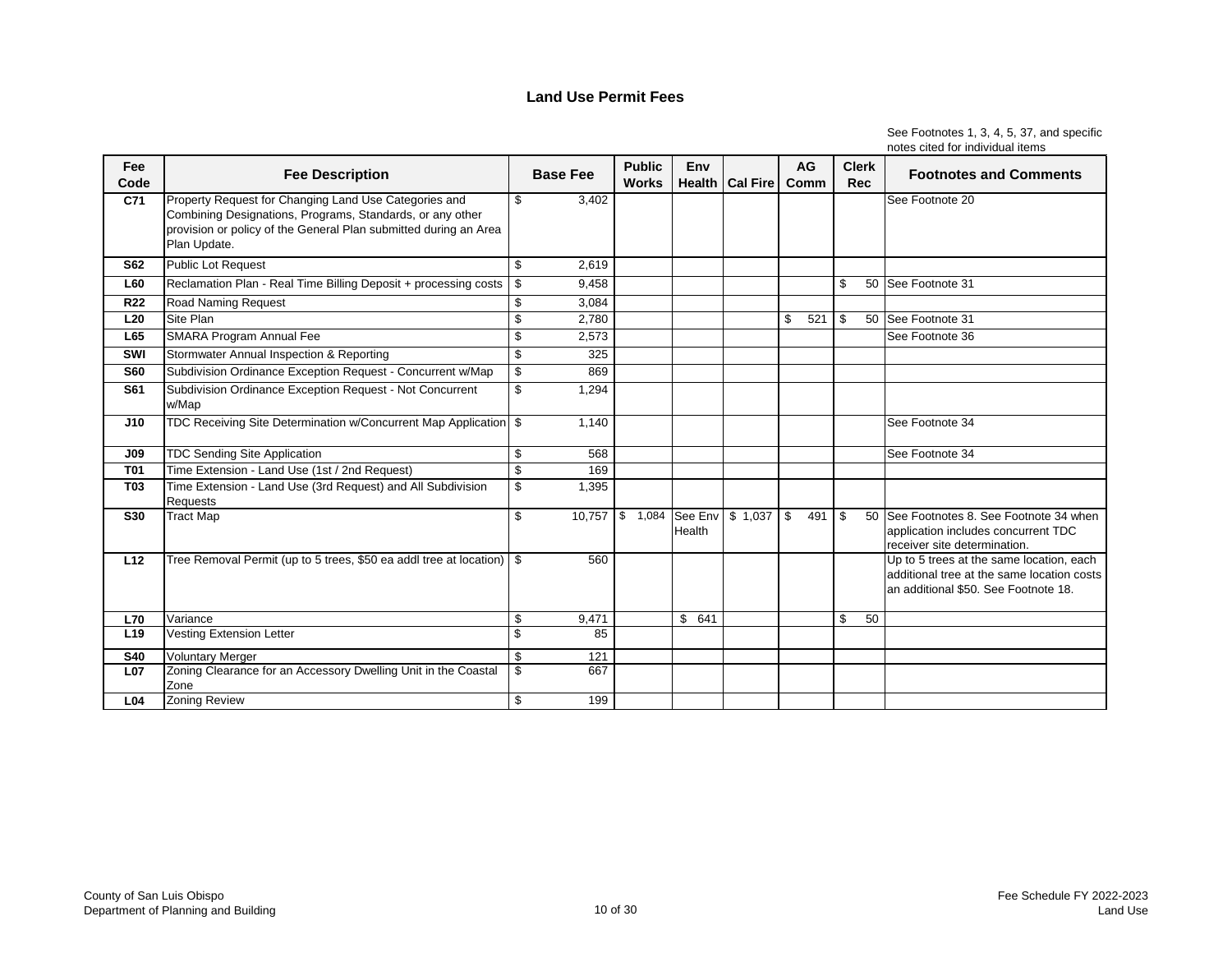## Land Use Permit Fees

See Footnotes 1, 3, 4, 5, 37, and specific notes cited for individual items

| Fee Code | Fee Description | Base Fee | Public Works | Env Health | Cal Fire | AG Comm | Clerk Rec | Footnotes and Comments |
|---|---|---|---|---|---|---|---|---|
| C71 | Property Request for Changing Land Use Categories and Combining Designations, Programs, Standards, or any other provision or policy of the General Plan submitted during an Area Plan Update. | $ 3,402 | | | | | | See Footnote 20 |
| S62 | Public Lot Request | $ 2,619 | | | | | | |
| L60 | Reclamation Plan - Real Time Billing Deposit + processing costs | $ 9,458 | | | | | $ 50 | See Footnote 31 |
| R22 | Road Naming Request | $ 3,084 | | | | | | |
| L20 | Site Plan | $ 2,780 | | | | $ 521 | $ 50 | See Footnote 31 |
| L65 | SMARA Program Annual Fee | $ 2,573 | | | | | | See Footnote 36 |
| SWI | Stormwater Annual Inspection & Reporting | $ 325 | | | | | | |
| S60 | Subdivision Ordinance Exception Request - Concurrent w/Map | $ 869 | | | | | | |
| S61 | Subdivision Ordinance Exception Request - Not Concurrent w/Map | $ 1,294 | | | | | | |
| J10 | TDC Receiving Site Determination w/Concurrent Map Application | $ 1,140 | | | | | | See Footnote 34 |
| J09 | TDC Sending Site Application | $ 568 | | | | | | See Footnote 34 |
| T01 | Time Extension - Land Use (1st / 2nd Request) | $ 169 | | | | | | |
| T03 | Time Extension - Land Use (3rd Request) and All Subdivision Requests | $ 1,395 | | | | | | |
| S30 | Tract Map | $ 10,757 | $ 1,084 | See Env Health | $ 1,037 | $ 491 | $ 50 | See Footnotes 8. See Footnote 34 when application includes concurrent TDC receiver site determination. |
| L12 | Tree Removal Permit (up to 5 trees, $50 ea addl tree at location) | $ 560 | | | | | | Up to 5 trees at the same location, each additional tree at the same location costs an additional $50. See Footnote 18. |
| L70 | Variance | $ 9,471 | | $ 641 | | | $ 50 | |
| L19 | Vesting Extension Letter | $ 85 | | | | | | |
| S40 | Voluntary Merger | $ 121 | | | | | | |
| L07 | Zoning Clearance for an Accessory Dwelling Unit in the Coastal Zone | $ 667 | | | | | | |
| L04 | Zoning Review | $ 199 | | | | | | |

County of San Luis Obispo
Department of Planning and Building

Fee Schedule FY 2022-2023
Land Use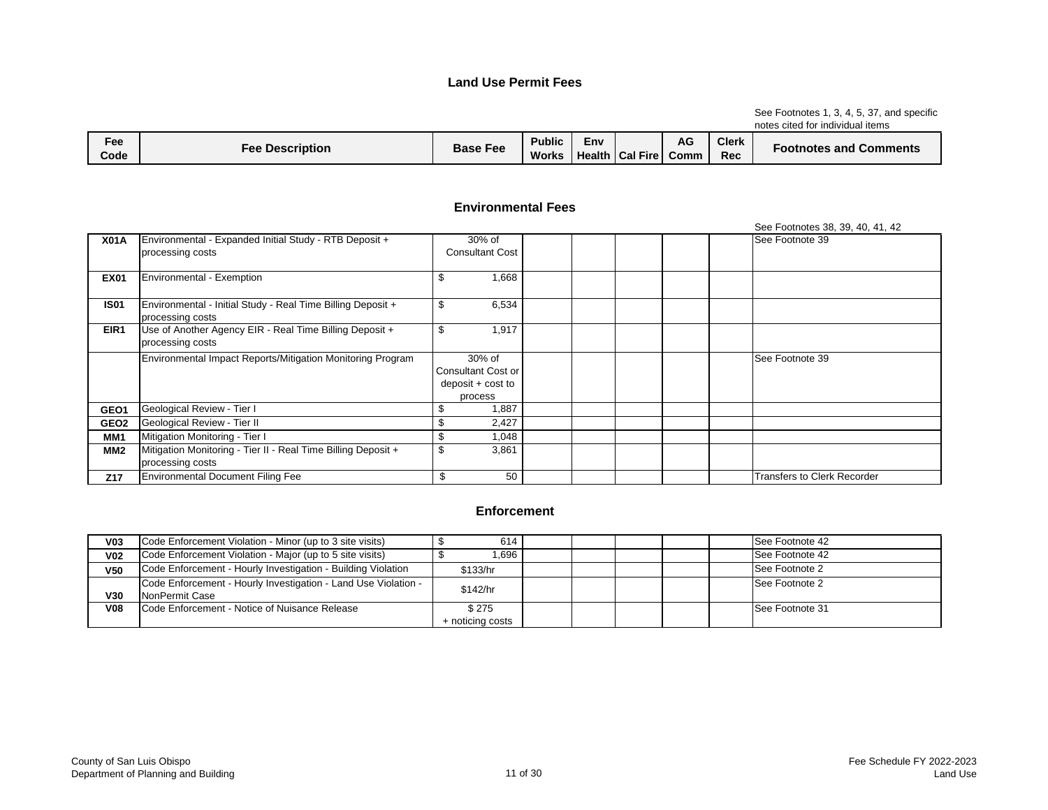## Land Use Permit Fees

See Footnotes 1, 3, 4, 5, 37, and specific notes cited for individual items

### Environmental Fees

See Footnotes 38, 39, 40, 41, 42

| Fee Code | Fee Description | Base Fee | Public Works | Env Health | Cal Fire | AG Comm | Clerk Rec | Footnotes and Comments |
|---|---|---|---|---|---|---|---|---|
| X01A | Environmental - Expanded Initial Study - RTB Deposit + processing costs | 30% of Consultant Cost | | | | | | See Footnote 39 |
| EX01 | Environmental - Exemption | $ 1,668 | | | | | | |
| IS01 | Environmental - Initial Study - Real Time Billing Deposit + processing costs | $ 6,534 | | | | | | |
| EIR1 | Use of Another Agency EIR - Real Time Billing Deposit + processing costs | $ 1,917 | | | | | | |
| | Environmental Impact Reports/Mitigation Monitoring Program | 30% of Consultant Cost or deposit + cost to process | | | | | | See Footnote 39 |
| GEO1 | Geological Review - Tier I | $ 1,887 | | | | | | |
| GEO2 | Geological Review - Tier II | $ 2,427 | | | | | | |
| MM1 | Mitigation Monitoring - Tier I | $ 1,048 | | | | | | |
| MM2 | Mitigation Monitoring - Tier II - Real Time Billing Deposit + processing costs | $ 3,861 | | | | | | |
| Z17 | Environmental Document Filing Fee | $ 50 | | | | | | Transfers to Clerk Recorder |

### Enforcement

| Fee Code | Fee Description | Base Fee | Public Works | Env Health | Cal Fire | AG Comm | Clerk Rec | Footnotes and Comments |
|---|---|---|---|---|---|---|---|---|
| V03 | Code Enforcement Violation - Minor (up to 3 site visits) | $ 614 | | | | | | See Footnote 42 |
| V02 | Code Enforcement Violation - Major (up to 5 site visits) | $ 1,696 | | | | | | See Footnote 42 |
| V50 | Code Enforcement - Hourly Investigation - Building Violation | $133/hr | | | | | | See Footnote 2 |
| V30 | Code Enforcement - Hourly Investigation - Land Use Violation - NonPermit Case | $142/hr | | | | | | See Footnote 2 |
| V08 | Code Enforcement - Notice of Nuisance Release | $ 275 + noticing costs | | | | | | See Footnote 31 |

County of San Luis Obispo
Department of Planning and Building

Fee Schedule FY 2022-2023
Land Use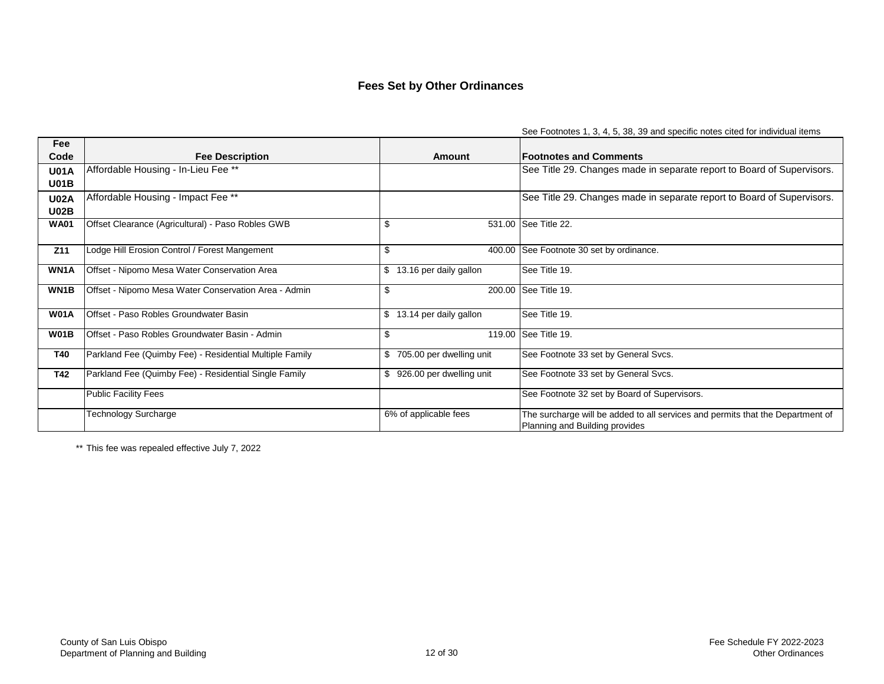# Fees Set by Other Ordinances

See Footnotes 1, 3, 4, 5, 38, 39 and specific notes cited for individual items

| Fee Code | Fee Description | Amount | Footnotes and Comments |
|---|---|---|---|
| U01A U01B | Affordable Housing - In-Lieu Fee ** | | See Title 29. Changes made in separate report to Board of Supervisors. |
| U02A U02B | Affordable Housing - Impact Fee ** | | See Title 29. Changes made in separate report to Board of Supervisors. |
| WA01 | Offset Clearance (Agricultural) - Paso Robles GWB | $ 531.00 | See Title 22. |
| Z11 | Lodge Hill Erosion Control / Forest Mangement | $ 400.00 | See Footnote 30 set by ordinance. |
| WN1A | Offset - Nipomo Mesa Water Conservation Area | $ 13.16 per daily gallon | See Title 19. |
| WN1B | Offset - Nipomo Mesa Water Conservation Area - Admin | $ 200.00 | See Title 19. |
| W01A | Offset - Paso Robles Groundwater Basin | $ 13.14 per daily gallon | See Title 19. |
| W01B | Offset - Paso Robles Groundwater Basin - Admin | $ 119.00 | See Title 19. |
| T40 | Parkland Fee (Quimby Fee) - Residential Multiple Family | $ 705.00 per dwelling unit | See Footnote 33 set by General Svcs. |
| T42 | Parkland Fee (Quimby Fee) - Residential Single Family | $ 926.00 per dwelling unit | See Footnote 33 set by General Svcs. |
| | Public Facility Fees | | See Footnote 32 set by Board of Supervisors. |
| | Technology Surcharge | 6% of applicable fees | The surcharge will be added to all services and permits that the Department of Planning and Building provides |

** This fee was repealed effective July 7, 2022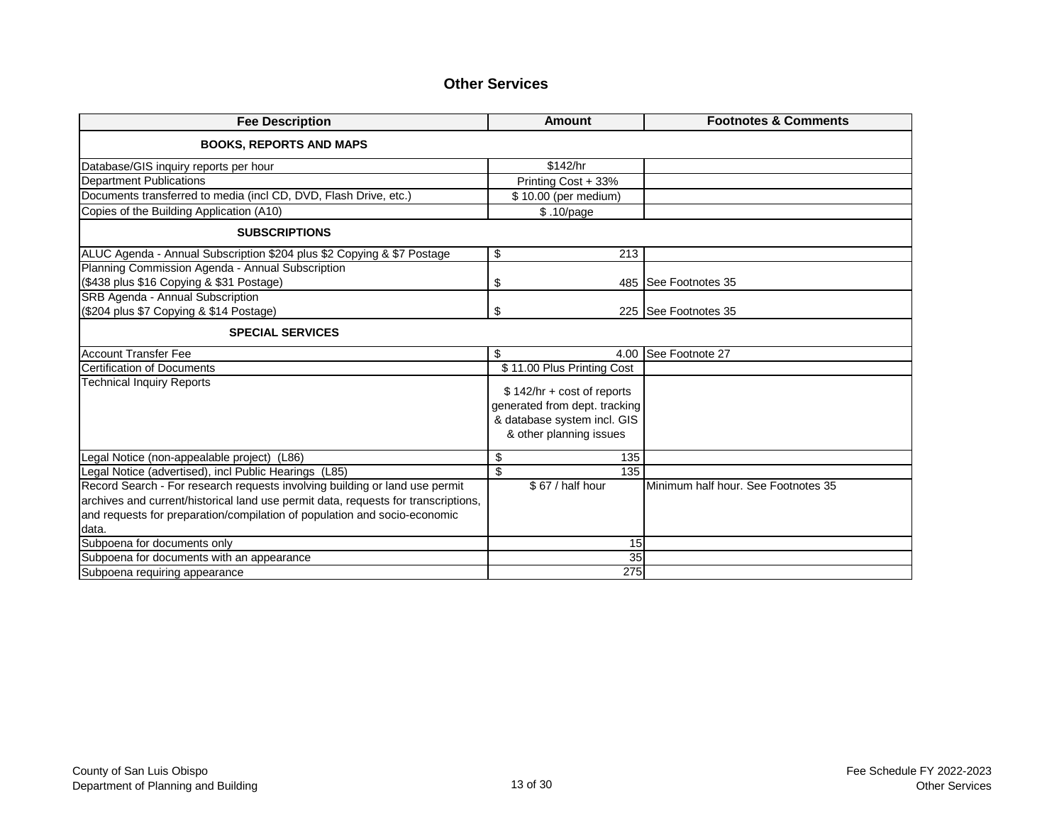## Other Services

| Fee Description | Amount | Footnotes & Comments |
|---|---|---|
| **BOOKS, REPORTS AND MAPS** | | |
| Database/GIS inquiry reports per hour | $142/hr | |
| Department Publications | Printing Cost + 33% | |
| Documents transferred to media (incl CD, DVD, Flash Drive, etc.) | $ 10.00 (per medium) | |
| Copies of the Building Application (A10) | $ .10/page | |
| **SUBSCRIPTIONS** | | |
| ALUC Agenda - Annual Subscription $204 plus $2 Copying & $7 Postage | $ 213 | |
| Planning Commission Agenda - Annual Subscription ($438 plus $16 Copying & $31 Postage) | $ 485 | See Footnotes 35 |
| SRB Agenda - Annual Subscription ($204 plus $7 Copying & $14 Postage) | $ 225 | See Footnotes 35 |
| **SPECIAL SERVICES** | | |
| Account Transfer Fee | $ 4.00 | See Footnote 27 |
| Certification of Documents | $ 11.00 Plus Printing Cost | |
| Technical Inquiry Reports | $ 142/hr + cost of reports generated from dept. tracking & database system incl. GIS & other planning issues | |
| Legal Notice (non-appealable project) (L86) | $ 135 | |
| Legal Notice (advertised), incl Public Hearings (L85) | $ 135 | |
| Record Search - For research requests involving building or land use permit archives and current/historical land use permit data, requests for transcriptions, and requests for preparation/compilation of population and socio-economic data. | $ 67 / half hour | Minimum half hour. See Footnotes 35 |
| Subpoena for documents only | 15 | |
| Subpoena for documents with an appearance | 35 | |
| Subpoena requiring appearance | 275 | |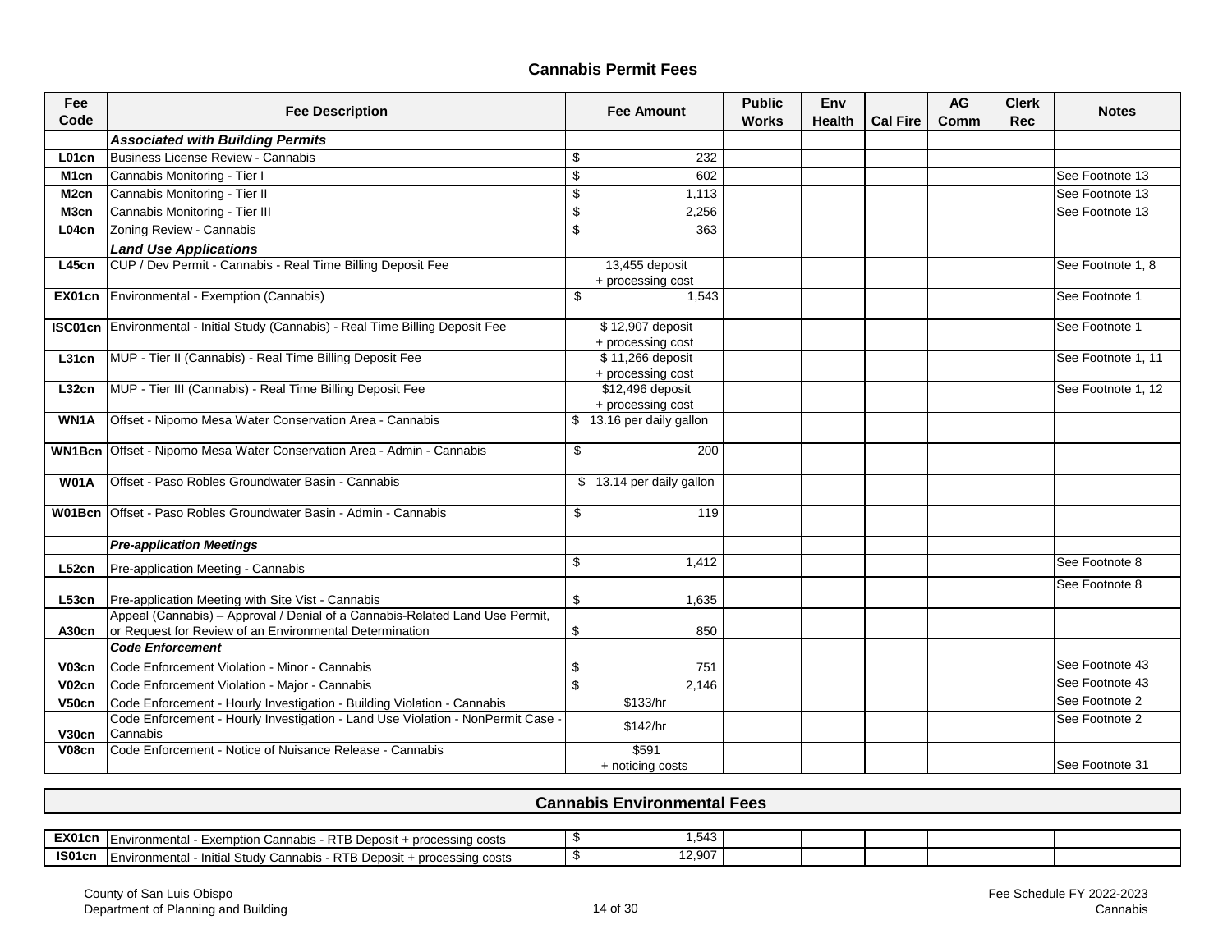## Cannabis Permit Fees

| Fee Code | Fee Description | Fee Amount | Public Works | Env Health | Cal Fire | AG Comm | Clerk Rec | Notes |
|---|---|---|---|---|---|---|---|---|
| | ***Associated with Building Permits*** | | | | | | | |
| L01cn | Business License Review - Cannabis | $ 232 | | | | | | |
| M1cn | Cannabis Monitoring - Tier I | $ 602 | | | | | | See Footnote 13 |
| M2cn | Cannabis Monitoring - Tier II | $ 1,113 | | | | | | See Footnote 13 |
| M3cn | Cannabis Monitoring - Tier III | $ 2,256 | | | | | | See Footnote 13 |
| L04cn | Zoning Review - Cannabis | $ 363 | | | | | | |
| | ***Land Use Applications*** | | | | | | | |
| L45cn | CUP / Dev Permit - Cannabis - Real Time Billing Deposit Fee | 13,455 deposit + processing cost | | | | | | See Footnote 1, 8 |
| EX01cn | Environmental - Exemption (Cannabis) | $ 1,543 | | | | | | See Footnote 1 |
| ISC01cn | Environmental - Initial Study (Cannabis) - Real Time Billing Deposit Fee | $ 12,907 deposit + processing cost | | | | | | See Footnote 1 |
| L31cn | MUP - Tier II (Cannabis) - Real Time Billing Deposit Fee | $ 11,266 deposit + processing cost | | | | | | See Footnote 1, 11 |
| L32cn | MUP - Tier III (Cannabis) - Real Time Billing Deposit Fee | $12,496 deposit + processing cost | | | | | | See Footnote 1, 12 |
| WN1A | Offset - Nipomo Mesa Water Conservation Area - Cannabis | $ 13.16 per daily gallon | | | | | | |
| WN1Bcn | Offset - Nipomo Mesa Water Conservation Area - Admin - Cannabis | $ 200 | | | | | | |
| W01A | Offset - Paso Robles Groundwater Basin - Cannabis | $ 13.14 per daily gallon | | | | | | |
| W01Bcn | Offset - Paso Robles Groundwater Basin - Admin - Cannabis | $ 119 | | | | | | |
| | ***Pre-application Meetings*** | | | | | | | |
| L52cn | Pre-application Meeting - Cannabis | $ 1,412 | | | | | | See Footnote 8 |
| L53cn | Pre-application Meeting with Site Vist - Cannabis | $ 1,635 | | | | | | See Footnote 8 |
| A30cn | Appeal (Cannabis) – Approval / Denial of a Cannabis-Related Land Use Permit, or Request for Review of an Environmental Determination | $ 850 | | | | | | |
| | ***Code Enforcement*** | | | | | | | |
| V03cn | Code Enforcement Violation - Minor - Cannabis | $ 751 | | | | | | See Footnote 43 |
| V02cn | Code Enforcement Violation - Major - Cannabis | $ 2,146 | | | | | | See Footnote 43 |
| V50cn | Code Enforcement - Hourly Investigation - Building Violation - Cannabis | $133/hr | | | | | | See Footnote 2 |
| V30cn | Code Enforcement - Hourly Investigation - Land Use Violation - NonPermit Case - Cannabis | $142/hr | | | | | | See Footnote 2 |
| V08cn | Code Enforcement - Notice of Nuisance Release - Cannabis | $591 + noticing costs | | | | | | See Footnote 31 |

## Cannabis Environmental Fees

| Fee Code | Fee Description | Fee Amount | Public Works | Env Health | Cal Fire | AG Comm | Clerk Rec | Notes |
|---|---|---|---|---|---|---|---|---|
| EX01cn | Environmental - Exemption Cannabis - RTB Deposit + processing costs | $ 1,543 | | | | | | |
| IS01cn | Environmental - Initial Study Cannabis - RTB Deposit + processing costs | $ 12,907 | | | | | | |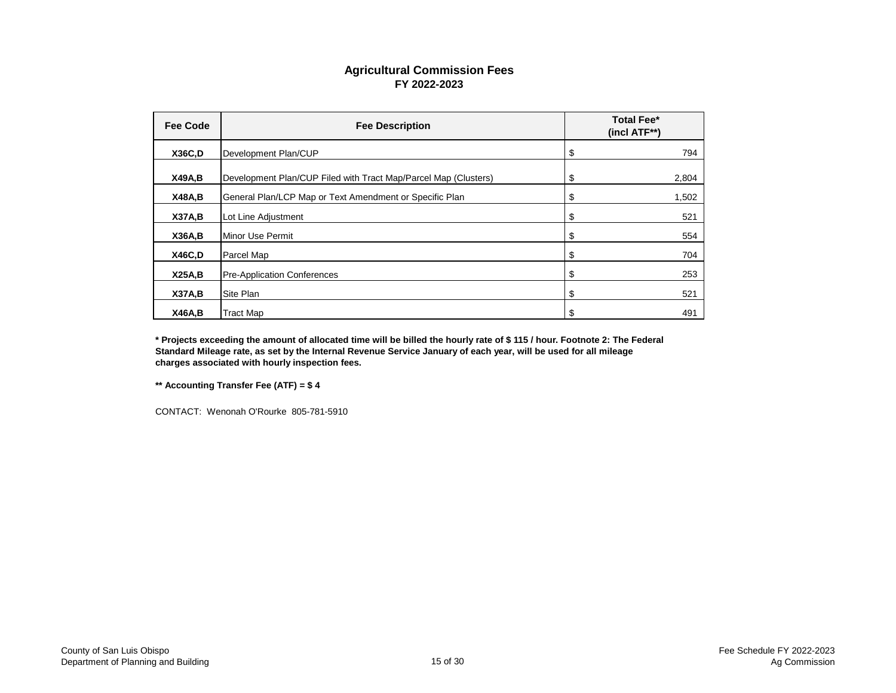## Agricultural Commission Fees
### FY 2022-2023

| Fee Code | Fee Description | Total Fee* (incl ATF**) |
|---|---|---|
| **X36C,D** | Development Plan/CUP | $ 794 |
| **X49A,B** | Development Plan/CUP Filed with Tract Map/Parcel Map (Clusters) | $ 2,804 |
| **X48A,B** | General Plan/LCP Map or Text Amendment or Specific Plan | $ 1,502 |
| **X37A,B** | Lot Line Adjustment | $ 521 |
| **X36A,B** | Minor Use Permit | $ 554 |
| **X46C,D** | Parcel Map | $ 704 |
| **X25A,B** | Pre-Application Conferences | $ 253 |
| **X37A,B** | Site Plan | $ 521 |
| **X46A,B** | Tract Map | $ 491 |

**\* Projects exceeding the amount of allocated time will be billed the hourly rate of $ 115 / hour. Footnote 2: The Federal Standard Mileage rate, as set by the Internal Revenue Service January of each year, will be used for all mileage charges associated with hourly inspection fees.**

**\*\* Accounting Transfer Fee (ATF) = $ 4**

CONTACT: Wenonah O'Rourke 805-781-5910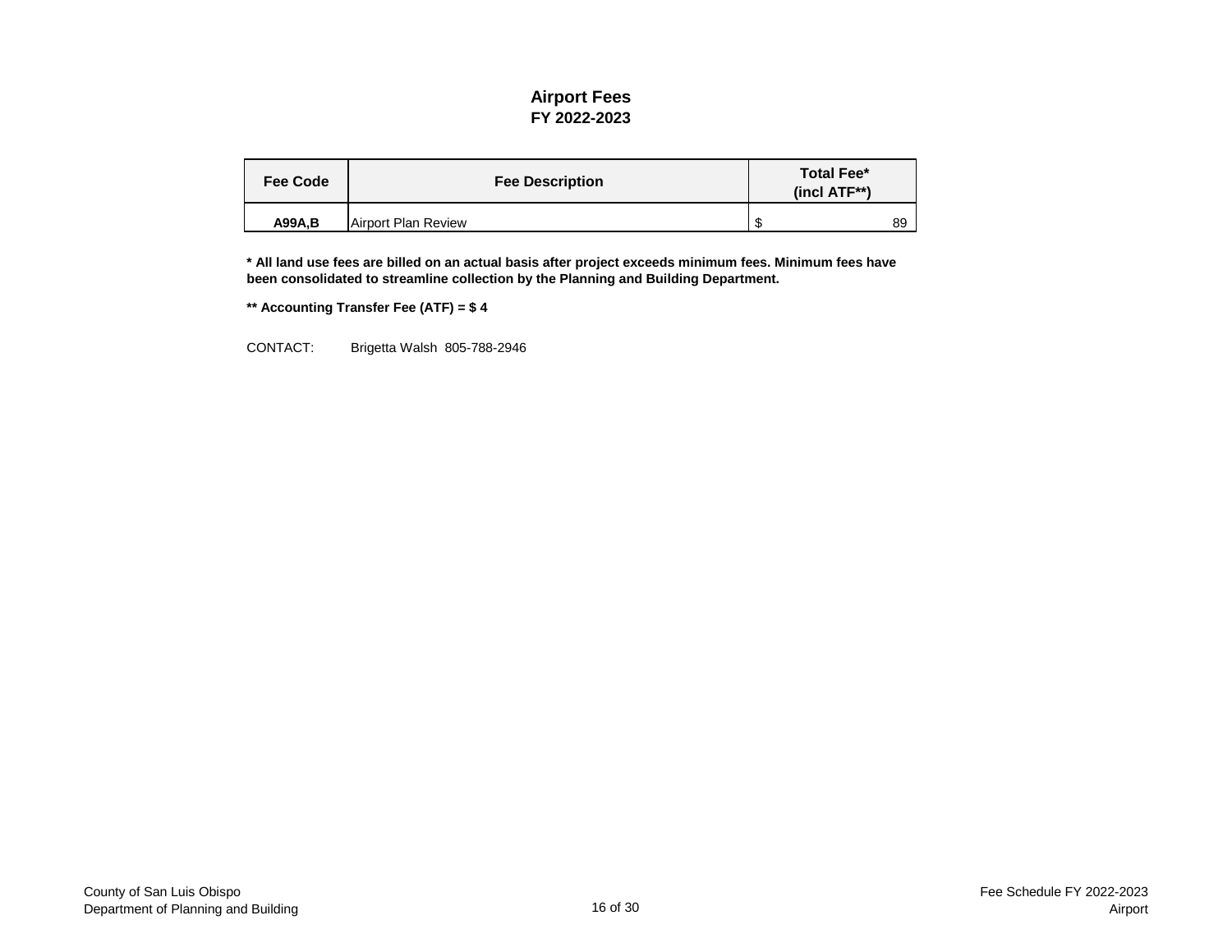# Airport Fees
## FY 2022-2023

| Fee Code | Fee Description | Total Fee* (incl ATF**) |
|---|---|---|
| **A99A,B** | Airport Plan Review | $ 89 |

**\* All land use fees are billed on an actual basis after project exceeds minimum fees. Minimum fees have been consolidated to streamline collection by the Planning and Building Department.**

**\*\* Accounting Transfer Fee (ATF) = $ 4**

CONTACT: Brigetta Walsh 805-788-2946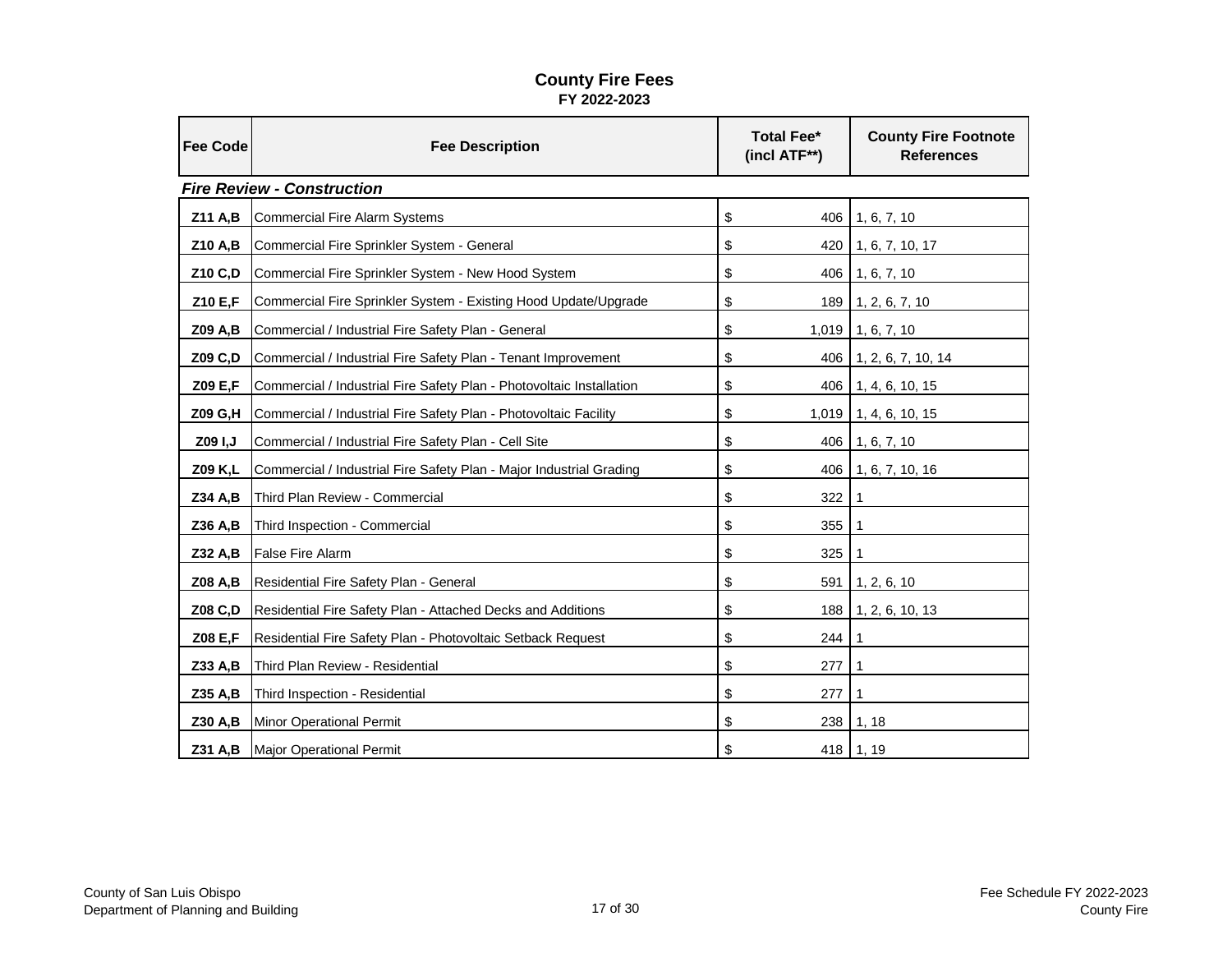# County Fire Fees

**FY 2022-2023**

| Fee Code | Fee Description | Total Fee* (incl ATF**) | County Fire Footnote References |
|---|---|---|---|
| ***Fire Review - Construction*** | | | |
| **Z11 A,B** | Commercial Fire Alarm Systems | $ 406 | 1, 6, 7, 10 |
| **Z10 A,B** | Commercial Fire Sprinkler System - General | $ 420 | 1, 6, 7, 10, 17 |
| **Z10 C,D** | Commercial Fire Sprinkler System - New Hood System | $ 406 | 1, 6, 7, 10 |
| **Z10 E,F** | Commercial Fire Sprinkler System - Existing Hood Update/Upgrade | $ 189 | 1, 2, 6, 7, 10 |
| **Z09 A,B** | Commercial / Industrial Fire Safety Plan - General | $ 1,019 | 1, 6, 7, 10 |
| **Z09 C,D** | Commercial / Industrial Fire Safety Plan - Tenant Improvement | $ 406 | 1, 2, 6, 7, 10, 14 |
| **Z09 E,F** | Commercial / Industrial Fire Safety Plan - Photovoltaic Installation | $ 406 | 1, 4, 6, 10, 15 |
| **Z09 G,H** | Commercial / Industrial Fire Safety Plan - Photovoltaic Facility | $ 1,019 | 1, 4, 6, 10, 15 |
| **Z09 I,J** | Commercial / Industrial Fire Safety Plan - Cell Site | $ 406 | 1, 6, 7, 10 |
| **Z09 K,L** | Commercial / Industrial Fire Safety Plan - Major Industrial Grading | $ 406 | 1, 6, 7, 10, 16 |
| **Z34 A,B** | Third Plan Review - Commercial | $ 322 | 1 |
| **Z36 A,B** | Third Inspection - Commercial | $ 355 | 1 |
| **Z32 A,B** | False Fire Alarm | $ 325 | 1 |
| **Z08 A,B** | Residential Fire Safety Plan - General | $ 591 | 1, 2, 6, 10 |
| **Z08 C,D** | Residential Fire Safety Plan - Attached Decks and Additions | $ 188 | 1, 2, 6, 10, 13 |
| **Z08 E,F** | Residential Fire Safety Plan - Photovoltaic Setback Request | $ 244 | 1 |
| **Z33 A,B** | Third Plan Review - Residential | $ 277 | 1 |
| **Z35 A,B** | Third Inspection - Residential | $ 277 | 1 |
| **Z30 A,B** | Minor Operational Permit | $ 238 | 1, 18 |
| **Z31 A,B** | Major Operational Permit | $ 418 | 1, 19 |

County of San Luis Obispo
Department of Planning and Building

Fee Schedule FY 2022-2023
County Fire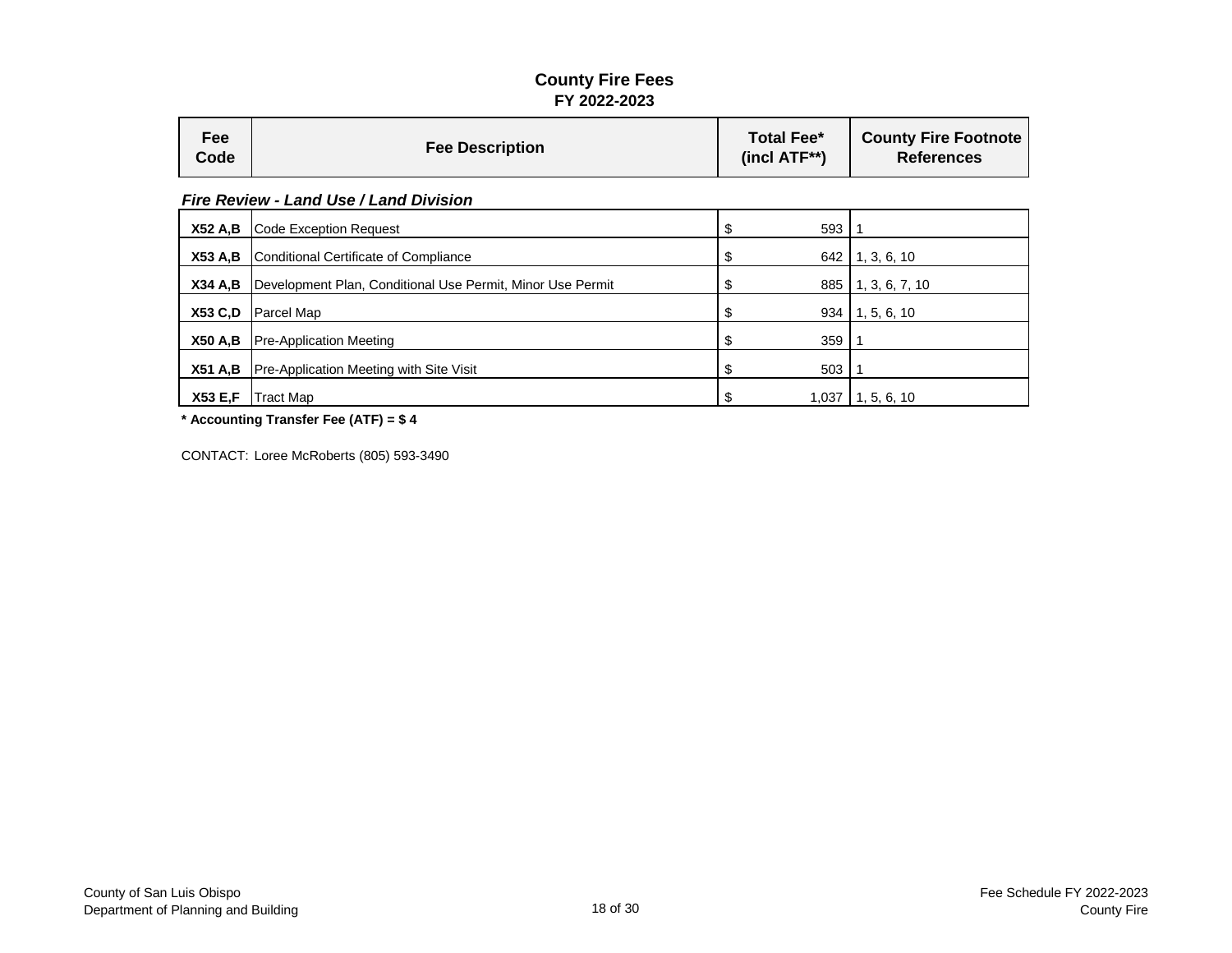# County Fire Fees
## FY 2022-2023

| Fee Code | Fee Description | Total Fee* (incl ATF**) | County Fire Footnote References |
|---|---|---|---|
| | ***Fire Review - Land Use / Land Division*** | | |
| **X52 A,B** | Code Exception Request | $ 593 | 1 |
| **X53 A,B** | Conditional Certificate of Compliance | $ 642 | 1, 3, 6, 10 |
| **X34 A,B** | Development Plan, Conditional Use Permit, Minor Use Permit | $ 885 | 1, 3, 6, 7, 10 |
| **X53 C,D** | Parcel Map | $ 934 | 1, 5, 6, 10 |
| **X50 A,B** | Pre-Application Meeting | $ 359 | 1 |
| **X51 A,B** | Pre-Application Meeting with Site Visit | $ 503 | 1 |
| **X53 E,F** | Tract Map | $ 1,037 | 1, 5, 6, 10 |

**\* Accounting Transfer Fee (ATF) = $ 4**

CONTACT: Loree McRoberts (805) 593-3490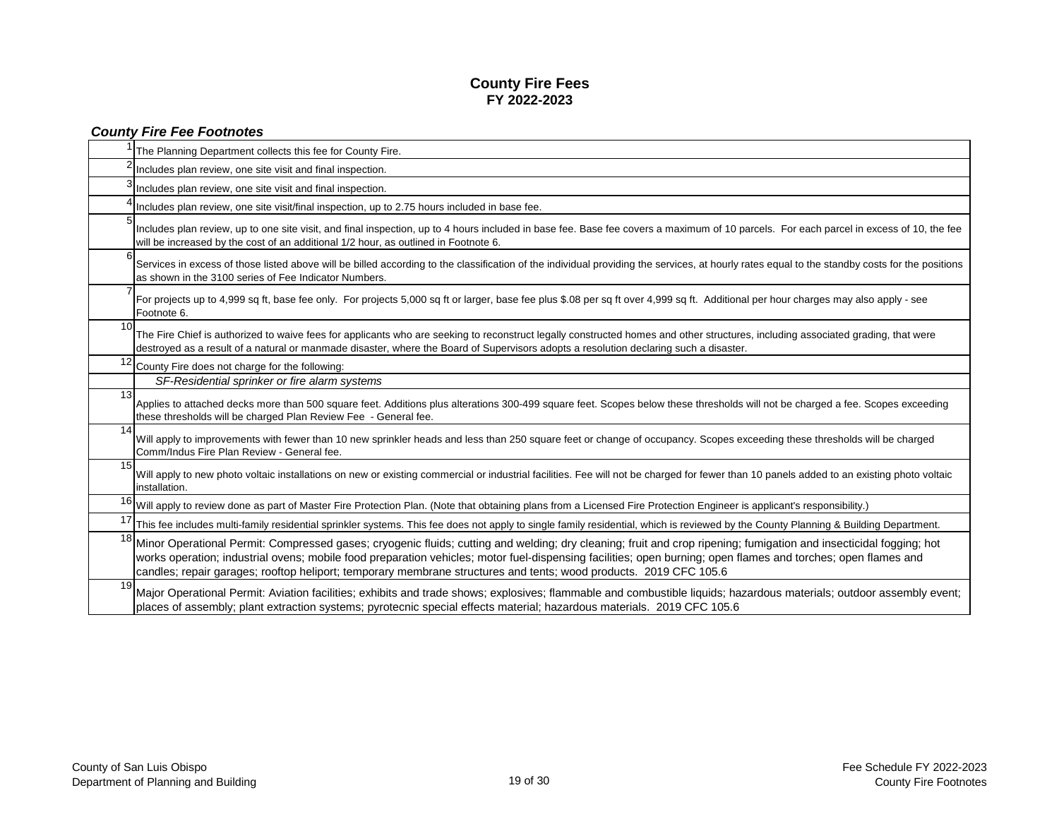# County Fire Fees
## FY 2022-2023

### *County Fire Fee Footnotes*

| | |
|---|---|
| 1 | The Planning Department collects this fee for County Fire. |
| 2 | Includes plan review, one site visit and final inspection. |
| 3 | Includes plan review, one site visit and final inspection. |
| 4 | Includes plan review, one site visit/final inspection, up to 2.75 hours included in base fee. |
| 5 | Includes plan review, up to one site visit, and final inspection, up to 4 hours included in base fee. Base fee covers a maximum of 10 parcels. For each parcel in excess of 10, the fee will be increased by the cost of an additional 1/2 hour, as outlined in Footnote 6. |
| 6 | Services in excess of those listed above will be billed according to the classification of the individual providing the services, at hourly rates equal to the standby costs for the positions as shown in the 3100 series of Fee Indicator Numbers. |
| 7 | For projects up to 4,999 sq ft, base fee only. For projects 5,000 sq ft or larger, base fee plus $.08 per sq ft over 4,999 sq ft. Additional per hour charges may also apply - see Footnote 6. |
| 10 | The Fire Chief is authorized to waive fees for applicants who are seeking to reconstruct legally constructed homes and other structures, including associated grading, that were destroyed as a result of a natural or manmade disaster, where the Board of Supervisors adopts a resolution declaring such a disaster. |
| 12 | County Fire does not charge for the following: |
| | *SF-Residential sprinkler or fire alarm systems* |
| 13 | Applies to attached decks more than 500 square feet. Additions plus alterations 300-499 square feet. Scopes below these thresholds will not be charged a fee. Scopes exceeding these thresholds will be charged Plan Review Fee - General fee. |
| 14 | Will apply to improvements with fewer than 10 new sprinkler heads and less than 250 square feet or change of occupancy. Scopes exceeding these thresholds will be charged Comm/Indus Fire Plan Review - General fee. |
| 15 | Will apply to new photo voltaic installations on new or existing commercial or industrial facilities. Fee will not be charged for fewer than 10 panels added to an existing photo voltaic installation. |
| 16 | Will apply to review done as part of Master Fire Protection Plan. (Note that obtaining plans from a Licensed Fire Protection Engineer is applicant's responsibility.) |
| 17 | This fee includes multi-family residential sprinkler systems. This fee does not apply to single family residential, which is reviewed by the County Planning & Building Department. |
| 18 | Minor Operational Permit: Compressed gases; cryogenic fluids; cutting and welding; dry cleaning; fruit and crop ripening; fumigation and insecticidal fogging; hot works operation; industrial ovens; mobile food preparation vehicles; motor fuel-dispensing facilities; open burning; open flames and torches; open flames and candles; repair garages; rooftop heliport; temporary membrane structures and tents; wood products. 2019 CFC 105.6 |
| 19 | Major Operational Permit: Aviation facilities; exhibits and trade shows; explosives; flammable and combustible liquids; hazardous materials; outdoor assembly event; places of assembly; plant extraction systems; pyrotecnic special effects material; hazardous materials. 2019 CFC 105.6 |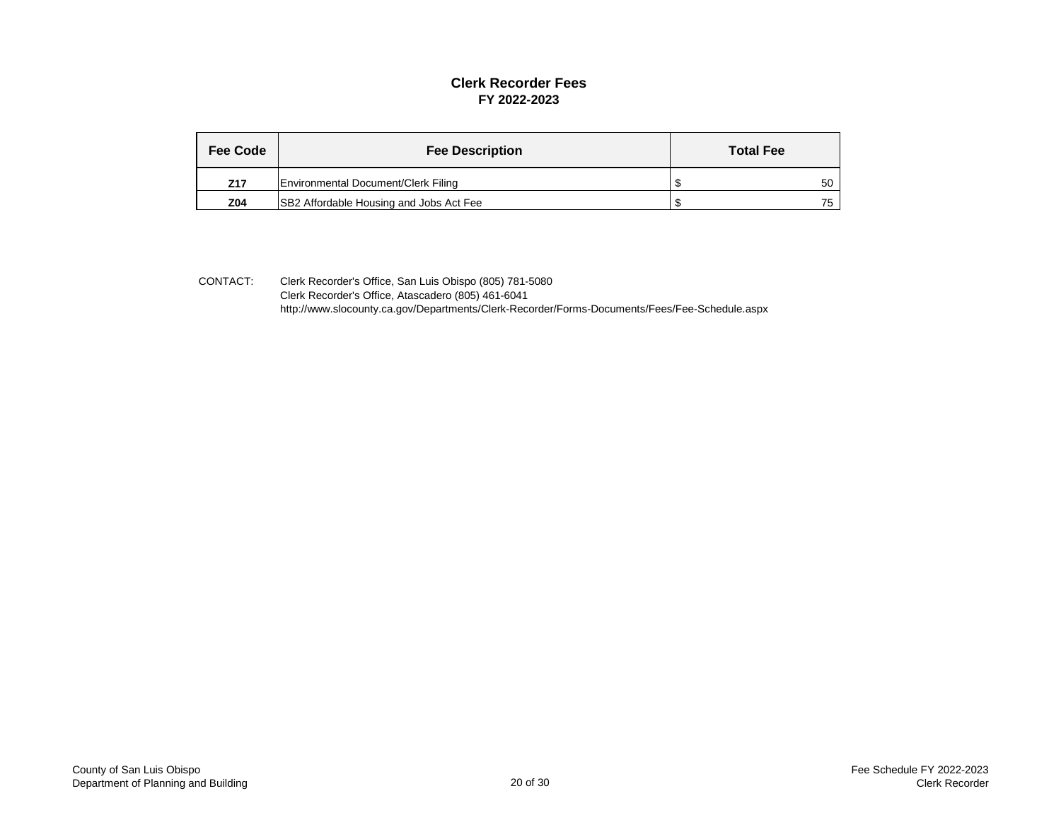## Clerk Recorder Fees
### FY 2022-2023

| Fee Code | Fee Description | Total Fee |
|---|---|---|
| **Z17** | Environmental Document/Clerk Filing | $ 50 |
| **Z04** | SB2 Affordable Housing and Jobs Act Fee | $ 75 |

CONTACT: Clerk Recorder's Office, San Luis Obispo (805) 781-5080
Clerk Recorder's Office, Atascadero (805) 461-6041
http://www.slocounty.ca.gov/Departments/Clerk-Recorder/Forms-Documents/Fees/Fee-Schedule.aspx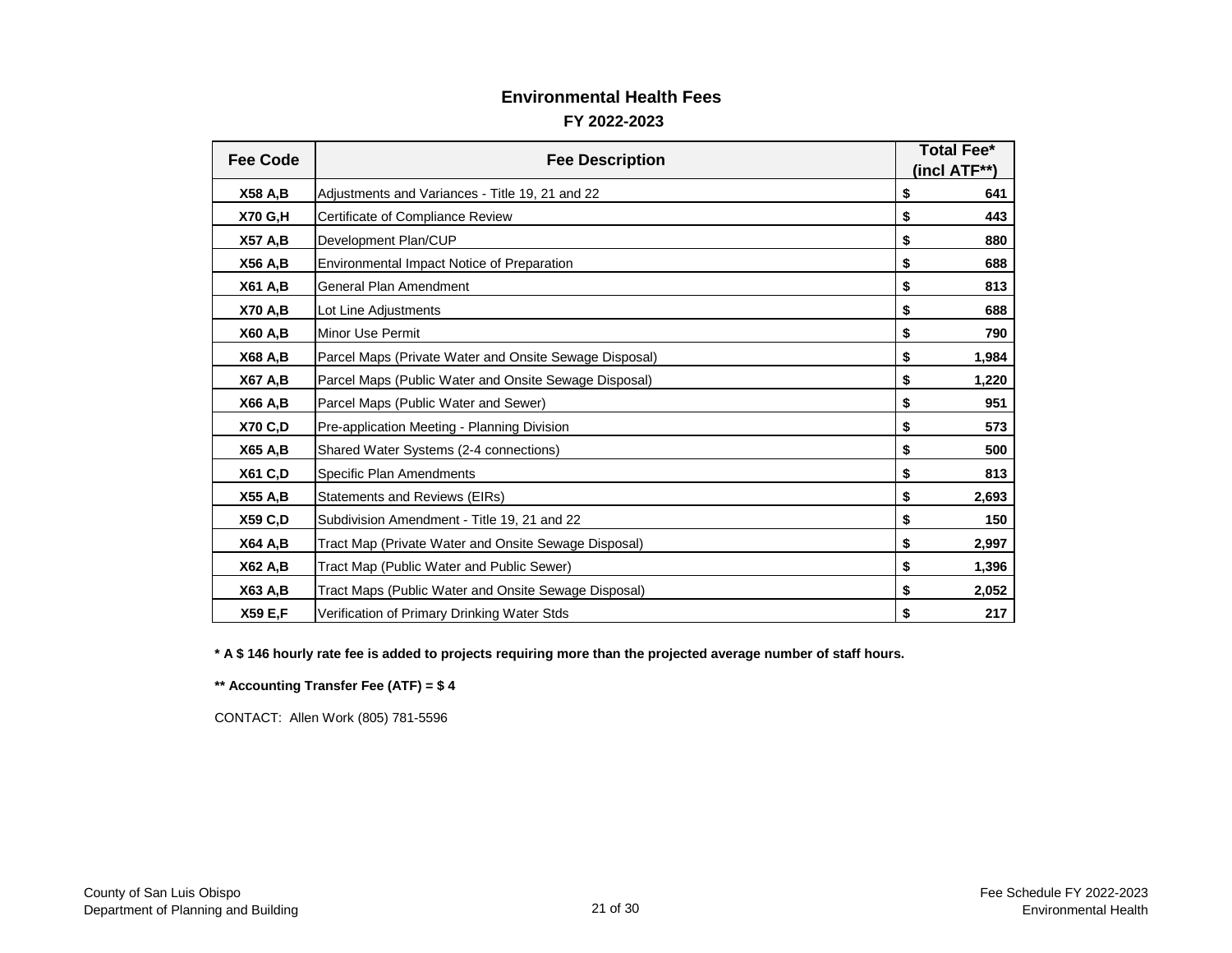# Environmental Health Fees

## FY 2022-2023

| Fee Code | Fee Description | Total Fee* (incl ATF**) |
|---|---|---|
| **X58 A,B** | Adjustments and Variances - Title 19, 21 and 22 | **$ 641** |
| **X70 G,H** | Certificate of Compliance Review | **$ 443** |
| **X57 A,B** | Development Plan/CUP | **$ 880** |
| **X56 A,B** | Environmental Impact Notice of Preparation | **$ 688** |
| **X61 A,B** | General Plan Amendment | **$ 813** |
| **X70 A,B** | Lot Line Adjustments | **$ 688** |
| **X60 A,B** | Minor Use Permit | **$ 790** |
| **X68 A,B** | Parcel Maps (Private Water and Onsite Sewage Disposal) | **$ 1,984** |
| **X67 A,B** | Parcel Maps (Public Water and Onsite Sewage Disposal) | **$ 1,220** |
| **X66 A,B** | Parcel Maps (Public Water and Sewer) | **$ 951** |
| **X70 C,D** | Pre-application Meeting - Planning Division | **$ 573** |
| **X65 A,B** | Shared Water Systems (2-4 connections) | **$ 500** |
| **X61 C,D** | Specific Plan Amendments | **$ 813** |
| **X55 A,B** | Statements and Reviews (EIRs) | **$ 2,693** |
| **X59 C,D** | Subdivision Amendment - Title 19, 21 and 22 | **$ 150** |
| **X64 A,B** | Tract Map (Private Water and Onsite Sewage Disposal) | **$ 2,997** |
| **X62 A,B** | Tract Map (Public Water and Public Sewer) | **$ 1,396** |
| **X63 A,B** | Tract Maps (Public Water and Onsite Sewage Disposal) | **$ 2,052** |
| **X59 E,F** | Verification of Primary Drinking Water Stds | **$ 217** |

**\* A $ 146 hourly rate fee is added to projects requiring more than the projected average number of staff hours.**

**\*\* Accounting Transfer Fee (ATF) = $ 4**

CONTACT: Allen Work (805) 781-5596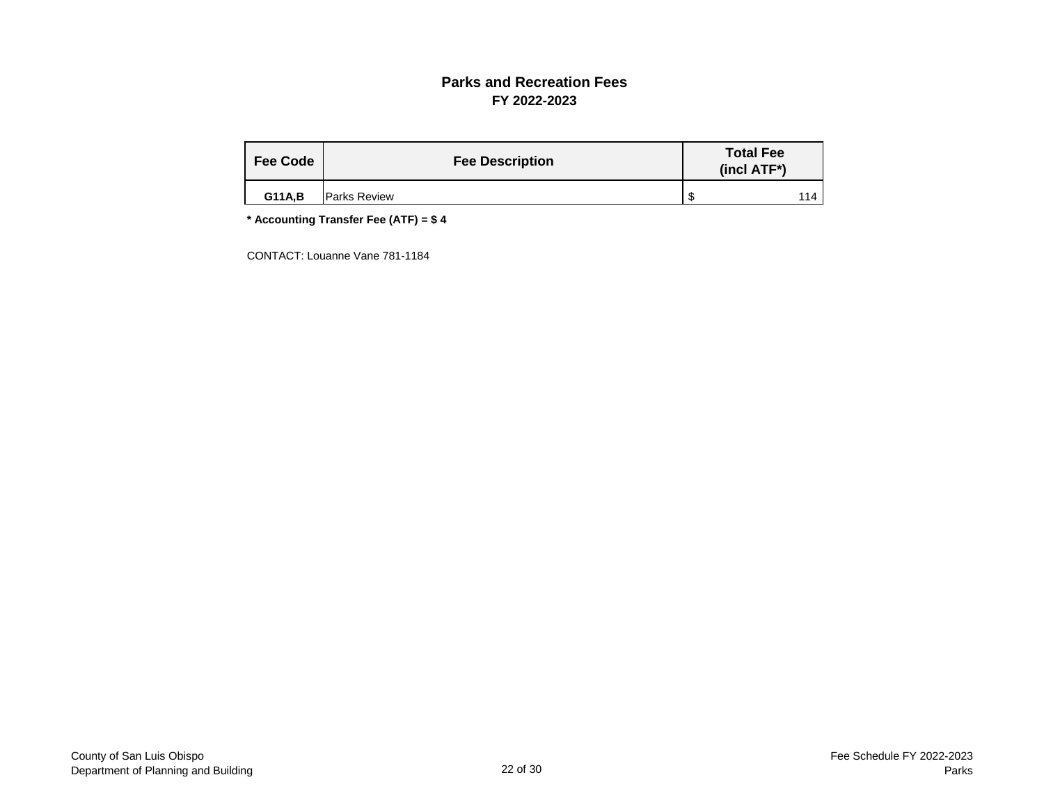## Parks and Recreation Fees
### FY 2022-2023

| Fee Code | Fee Description | Total Fee (incl ATF*) |
|---|---|---|
| **G11A,B** | Parks Review | $ 114 |

**\* Accounting Transfer Fee (ATF) = $ 4**

CONTACT: Louanne Vane 781-1184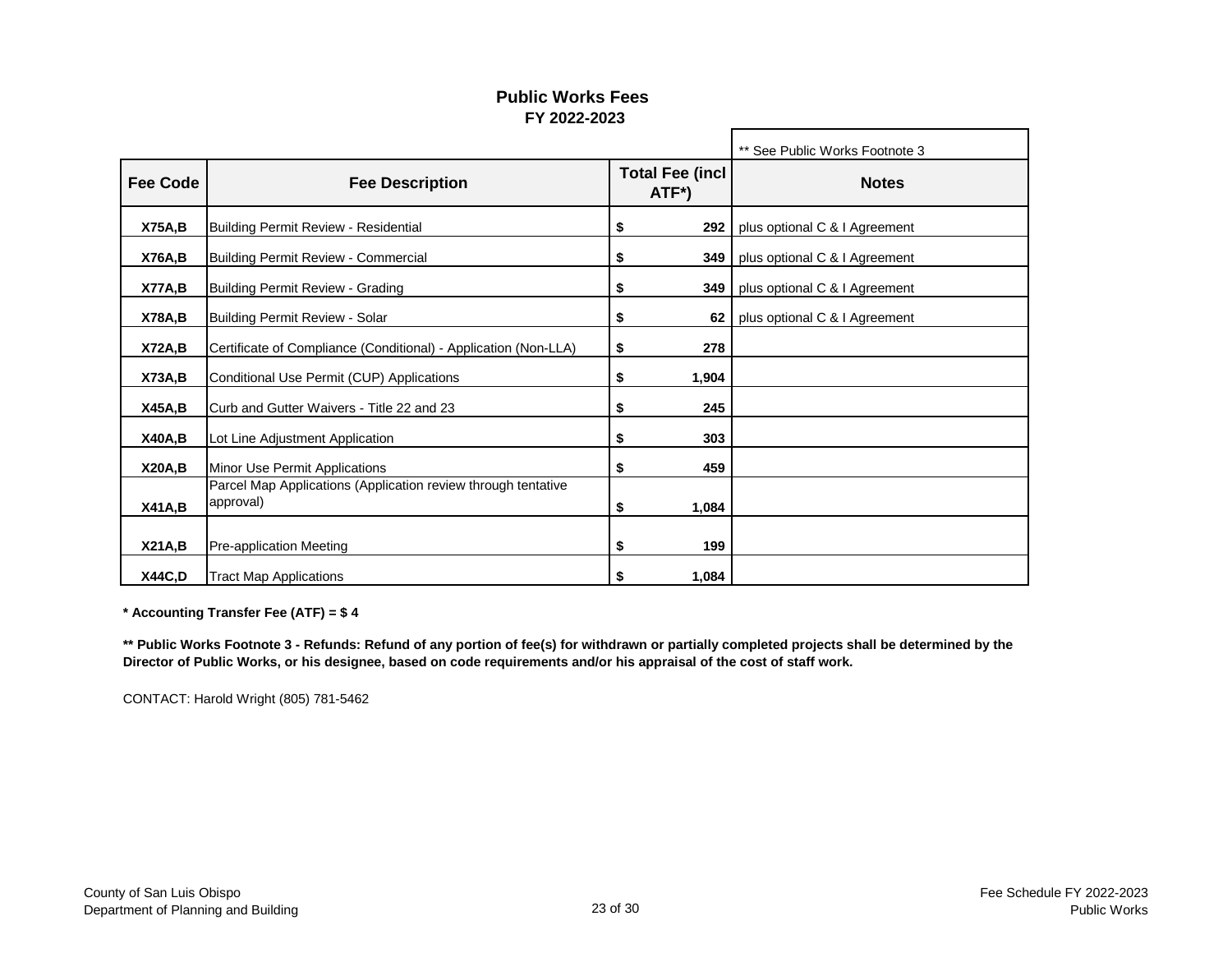## Public Works Fees
### FY 2022-2023

| Fee Code | Fee Description | Total Fee (incl ATF*) | Notes ** See Public Works Footnote 3 |
|---|---|---|---|
| **X75A,B** | Building Permit Review - Residential | $ **292** | plus optional C & I Agreement |
| **X76A,B** | Building Permit Review - Commercial | $ **349** | plus optional C & I Agreement |
| **X77A,B** | Building Permit Review - Grading | $ **349** | plus optional C & I Agreement |
| **X78A,B** | Building Permit Review - Solar | $ **62** | plus optional C & I Agreement |
| **X72A,B** | Certificate of Compliance (Conditional) - Application (Non-LLA) | $ **278** | |
| **X73A,B** | Conditional Use Permit (CUP) Applications | $ **1,904** | |
| **X45A,B** | Curb and Gutter Waivers - Title 22 and 23 | $ **245** | |
| **X40A,B** | Lot Line Adjustment Application | $ **303** | |
| **X20A,B** | Minor Use Permit Applications | $ **459** | |
| **X41A,B** | Parcel Map Applications (Application review through tentative approval) | $ **1,084** | |
| **X21A,B** | Pre-application Meeting | $ **199** | |
| **X44C,D** | Tract Map Applications | $ **1,084** | |

**\* Accounting Transfer Fee (ATF) = $ 4**

**\*\* Public Works Footnote 3 - Refunds: Refund of any portion of fee(s) for withdrawn or partially completed projects shall be determined by the Director of Public Works, or his designee, based on code requirements and/or his appraisal of the cost of staff work.**

CONTACT: Harold Wright (805) 781-5462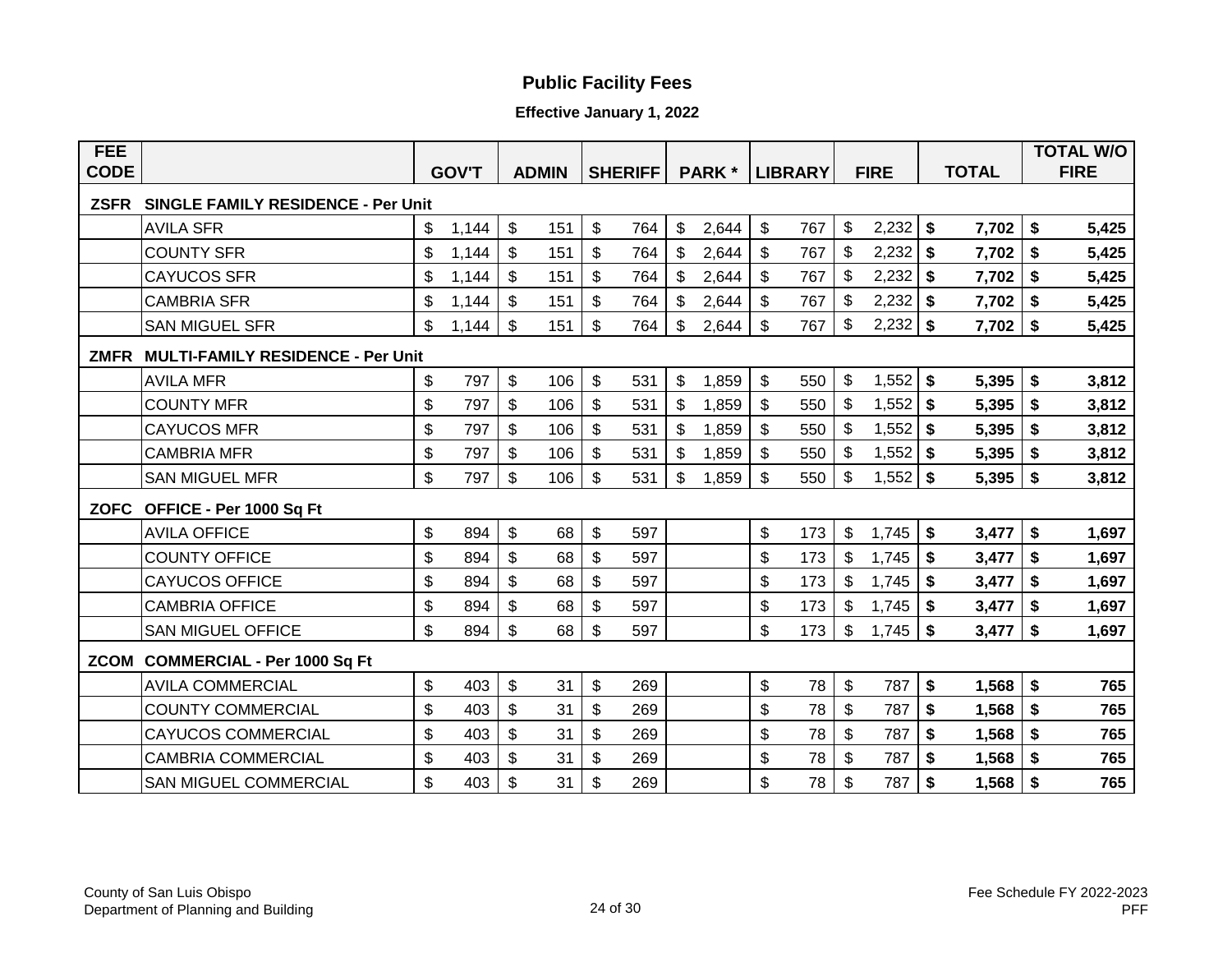# Public Facility Fees

**Effective January 1, 2022**

| FEE CODE | | GOV'T | ADMIN | SHERIFF | PARK * | LIBRARY | FIRE | TOTAL | TOTAL W/O FIRE |
|---|---|---|---|---|---|---|---|---|---|
| **ZSFR** | **SINGLE FAMILY RESIDENCE - Per Unit** | | | | | | | | |
| | AVILA SFR | $ 1,144 | $ 151 | $ 764 | $ 2,644 | $ 767 | $ 2,232 | **$ 7,702** | **$ 5,425** |
| | COUNTY SFR | $ 1,144 | $ 151 | $ 764 | $ 2,644 | $ 767 | $ 2,232 | **$ 7,702** | **$ 5,425** |
| | CAYUCOS SFR | $ 1,144 | $ 151 | $ 764 | $ 2,644 | $ 767 | $ 2,232 | **$ 7,702** | **$ 5,425** |
| | CAMBRIA SFR | $ 1,144 | $ 151 | $ 764 | $ 2,644 | $ 767 | $ 2,232 | **$ 7,702** | **$ 5,425** |
| | SAN MIGUEL SFR | $ 1,144 | $ 151 | $ 764 | $ 2,644 | $ 767 | $ 2,232 | **$ 7,702** | **$ 5,425** |
| **ZMFR** | **MULTI-FAMILY RESIDENCE - Per Unit** | | | | | | | | |
| | AVILA MFR | $ 797 | $ 106 | $ 531 | $ 1,859 | $ 550 | $ 1,552 | **$ 5,395** | **$ 3,812** |
| | COUNTY MFR | $ 797 | $ 106 | $ 531 | $ 1,859 | $ 550 | $ 1,552 | **$ 5,395** | **$ 3,812** |
| | CAYUCOS MFR | $ 797 | $ 106 | $ 531 | $ 1,859 | $ 550 | $ 1,552 | **$ 5,395** | **$ 3,812** |
| | CAMBRIA MFR | $ 797 | $ 106 | $ 531 | $ 1,859 | $ 550 | $ 1,552 | **$ 5,395** | **$ 3,812** |
| | SAN MIGUEL MFR | $ 797 | $ 106 | $ 531 | $ 1,859 | $ 550 | $ 1,552 | **$ 5,395** | **$ 3,812** |
| **ZOFC** | **OFFICE - Per 1000 Sq Ft** | | | | | | | | |
| | AVILA OFFICE | $ 894 | $ 68 | $ 597 | | $ 173 | $ 1,745 | **$ 3,477** | **$ 1,697** |
| | COUNTY OFFICE | $ 894 | $ 68 | $ 597 | | $ 173 | $ 1,745 | **$ 3,477** | **$ 1,697** |
| | CAYUCOS OFFICE | $ 894 | $ 68 | $ 597 | | $ 173 | $ 1,745 | **$ 3,477** | **$ 1,697** |
| | CAMBRIA OFFICE | $ 894 | $ 68 | $ 597 | | $ 173 | $ 1,745 | **$ 3,477** | **$ 1,697** |
| | SAN MIGUEL OFFICE | $ 894 | $ 68 | $ 597 | | $ 173 | $ 1,745 | **$ 3,477** | **$ 1,697** |
| **ZCOM** | **COMMERCIAL - Per 1000 Sq Ft** | | | | | | | | |
| | AVILA COMMERCIAL | $ 403 | $ 31 | $ 269 | | $ 78 | $ 787 | **$ 1,568** | **$ 765** |
| | COUNTY COMMERCIAL | $ 403 | $ 31 | $ 269 | | $ 78 | $ 787 | **$ 1,568** | **$ 765** |
| | CAYUCOS COMMERCIAL | $ 403 | $ 31 | $ 269 | | $ 78 | $ 787 | **$ 1,568** | **$ 765** |
| | CAMBRIA COMMERCIAL | $ 403 | $ 31 | $ 269 | | $ 78 | $ 787 | **$ 1,568** | **$ 765** |
| | SAN MIGUEL COMMERCIAL | $ 403 | $ 31 | $ 269 | | $ 78 | $ 787 | **$ 1,568** | **$ 765** |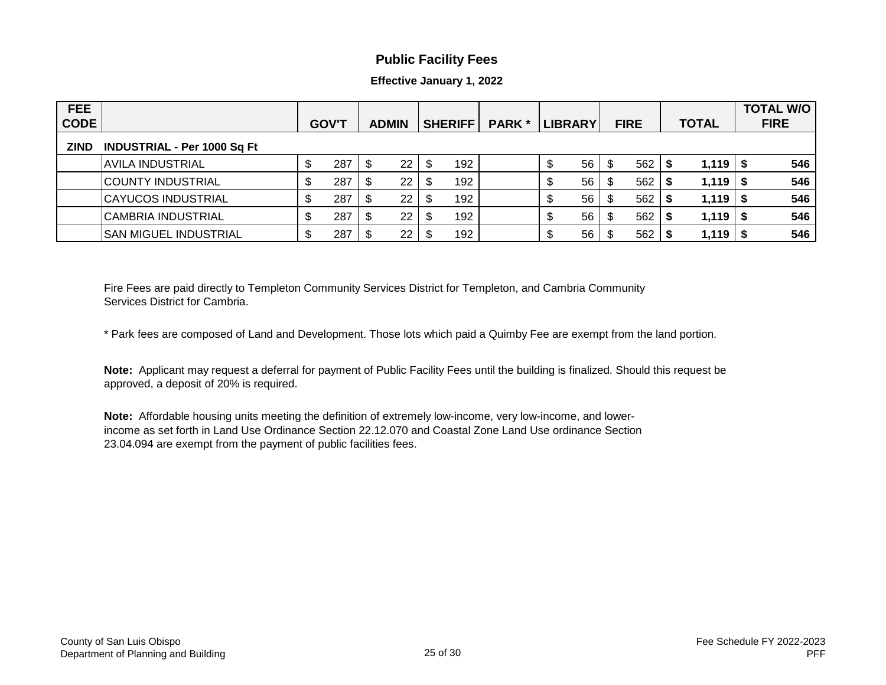## Public Facility Fees

**Effective January 1, 2022**

| FEE CODE | | GOV'T | ADMIN | SHERIFF | PARK * | LIBRARY | FIRE | TOTAL | TOTAL W/O FIRE |
|---|---|---|---|---|---|---|---|---|---|
| **ZIND** | **INDUSTRIAL - Per 1000 Sq Ft** | | | | | | | | |
| | AVILA INDUSTRIAL | $ 287 | $ 22 | $ 192 | | $ 56 | $ 562 | **$ 1,119** | **$ 546** |
| | COUNTY INDUSTRIAL | $ 287 | $ 22 | $ 192 | | $ 56 | $ 562 | **$ 1,119** | **$ 546** |
| | CAYUCOS INDUSTRIAL | $ 287 | $ 22 | $ 192 | | $ 56 | $ 562 | **$ 1,119** | **$ 546** |
| | CAMBRIA INDUSTRIAL | $ 287 | $ 22 | $ 192 | | $ 56 | $ 562 | **$ 1,119** | **$ 546** |
| | SAN MIGUEL INDUSTRIAL | $ 287 | $ 22 | $ 192 | | $ 56 | $ 562 | **$ 1,119** | **$ 546** |

Fire Fees are paid directly to Templeton Community Services District for Templeton, and Cambria Community Services District for Cambria.

* Park fees are composed of Land and Development. Those lots which paid a Quimby Fee are exempt from the land portion.

**Note:** Applicant may request a deferral for payment of Public Facility Fees until the building is finalized. Should this request be approved, a deposit of 20% is required.

**Note:** Affordable housing units meeting the definition of extremely low-income, very low-income, and lower-income as set forth in Land Use Ordinance Section 22.12.070 and Coastal Zone Land Use ordinance Section 23.04.094 are exempt from the payment of public facilities fees.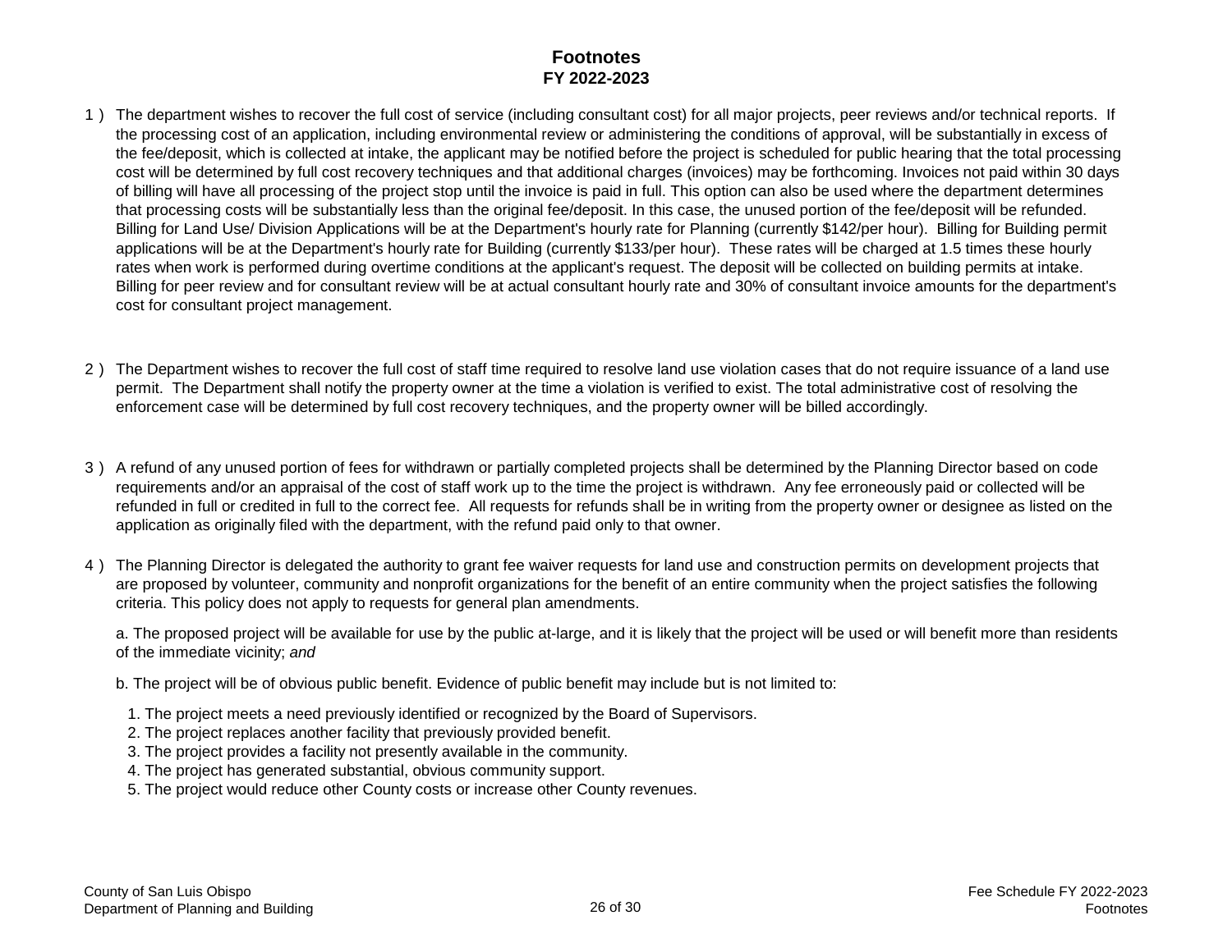# Footnotes
## FY 2022-2023

1) The department wishes to recover the full cost of service (including consultant cost) for all major projects, peer reviews and/or technical reports. If the processing cost of an application, including environmental review or administering the conditions of approval, will be substantially in excess of the fee/deposit, which is collected at intake, the applicant may be notified before the project is scheduled for public hearing that the total processing cost will be determined by full cost recovery techniques and that additional charges (invoices) may be forthcoming. Invoices not paid within 30 days of billing will have all processing of the project stop until the invoice is paid in full. This option can also be used where the department determines that processing costs will be substantially less than the original fee/deposit. In this case, the unused portion of the fee/deposit will be refunded. Billing for Land Use/ Division Applications will be at the Department's hourly rate for Planning (currently $142/per hour). Billing for Building permit applications will be at the Department's hourly rate for Building (currently $133/per hour). These rates will be charged at 1.5 times these hourly rates when work is performed during overtime conditions at the applicant's request. The deposit will be collected on building permits at intake. Billing for peer review and for consultant review will be at actual consultant hourly rate and 30% of consultant invoice amounts for the department's cost for consultant project management.

2) The Department wishes to recover the full cost of staff time required to resolve land use violation cases that do not require issuance of a land use permit. The Department shall notify the property owner at the time a violation is verified to exist. The total administrative cost of resolving the enforcement case will be determined by full cost recovery techniques, and the property owner will be billed accordingly.

3) A refund of any unused portion of fees for withdrawn or partially completed projects shall be determined by the Planning Director based on code requirements and/or an appraisal of the cost of staff work up to the time the project is withdrawn. Any fee erroneously paid or collected will be refunded in full or credited in full to the correct fee. All requests for refunds shall be in writing from the property owner or designee as listed on the application as originally filed with the department, with the refund paid only to that owner.

4) The Planning Director is delegated the authority to grant fee waiver requests for land use and construction permits on development projects that are proposed by volunteer, community and nonprofit organizations for the benefit of an entire community when the project satisfies the following criteria. This policy does not apply to requests for general plan amendments.

   a. The proposed project will be available for use by the public at-large, and it is likely that the project will be used or will benefit more than residents of the immediate vicinity; *and*

   b. The project will be of obvious public benefit. Evidence of public benefit may include but is not limited to:

   1. The project meets a need previously identified or recognized by the Board of Supervisors.
   2. The project replaces another facility that previously provided benefit.
   3. The project provides a facility not presently available in the community.
   4. The project has generated substantial, obvious community support.
   5. The project would reduce other County costs or increase other County revenues.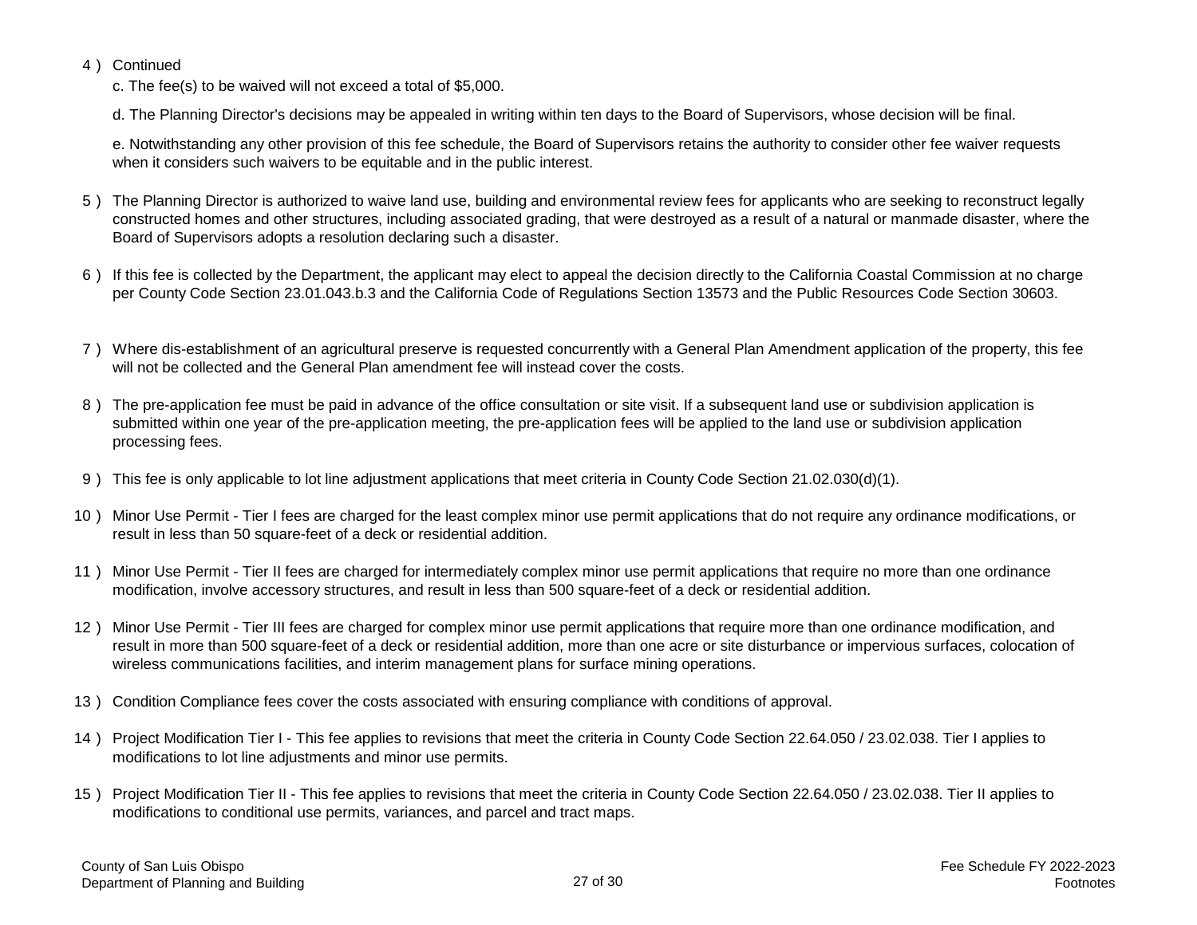4 ) Continued

c. The fee(s) to be waived will not exceed a total of $5,000.

d. The Planning Director's decisions may be appealed in writing within ten days to the Board of Supervisors, whose decision will be final.

e. Notwithstanding any other provision of this fee schedule, the Board of Supervisors retains the authority to consider other fee waiver requests when it considers such waivers to be equitable and in the public interest.

5 ) The Planning Director is authorized to waive land use, building and environmental review fees for applicants who are seeking to reconstruct legally constructed homes and other structures, including associated grading, that were destroyed as a result of a natural or manmade disaster, where the Board of Supervisors adopts a resolution declaring such a disaster.

6 ) If this fee is collected by the Department, the applicant may elect to appeal the decision directly to the California Coastal Commission at no charge per County Code Section 23.01.043.b.3 and the California Code of Regulations Section 13573 and the Public Resources Code Section 30603.

7 ) Where dis-establishment of an agricultural preserve is requested concurrently with a General Plan Amendment application of the property, this fee will not be collected and the General Plan amendment fee will instead cover the costs.

8 ) The pre-application fee must be paid in advance of the office consultation or site visit. If a subsequent land use or subdivision application is submitted within one year of the pre-application meeting, the pre-application fees will be applied to the land use or subdivision application processing fees.

9 ) This fee is only applicable to lot line adjustment applications that meet criteria in County Code Section 21.02.030(d)(1).

10 ) Minor Use Permit - Tier I fees are charged for the least complex minor use permit applications that do not require any ordinance modifications, or result in less than 50 square-feet of a deck or residential addition.

11 ) Minor Use Permit - Tier II fees are charged for intermediately complex minor use permit applications that require no more than one ordinance modification, involve accessory structures, and result in less than 500 square-feet of a deck or residential addition.

12 ) Minor Use Permit - Tier III fees are charged for complex minor use permit applications that require more than one ordinance modification, and result in more than 500 square-feet of a deck or residential addition, more than one acre or site disturbance or impervious surfaces, colocation of wireless communications facilities, and interim management plans for surface mining operations.

13 ) Condition Compliance fees cover the costs associated with ensuring compliance with conditions of approval.

14 ) Project Modification Tier I - This fee applies to revisions that meet the criteria in County Code Section 22.64.050 / 23.02.038. Tier I applies to modifications to lot line adjustments and minor use permits.

15 ) Project Modification Tier II - This fee applies to revisions that meet the criteria in County Code Section 22.64.050 / 23.02.038. Tier II applies to modifications to conditional use permits, variances, and parcel and tract maps.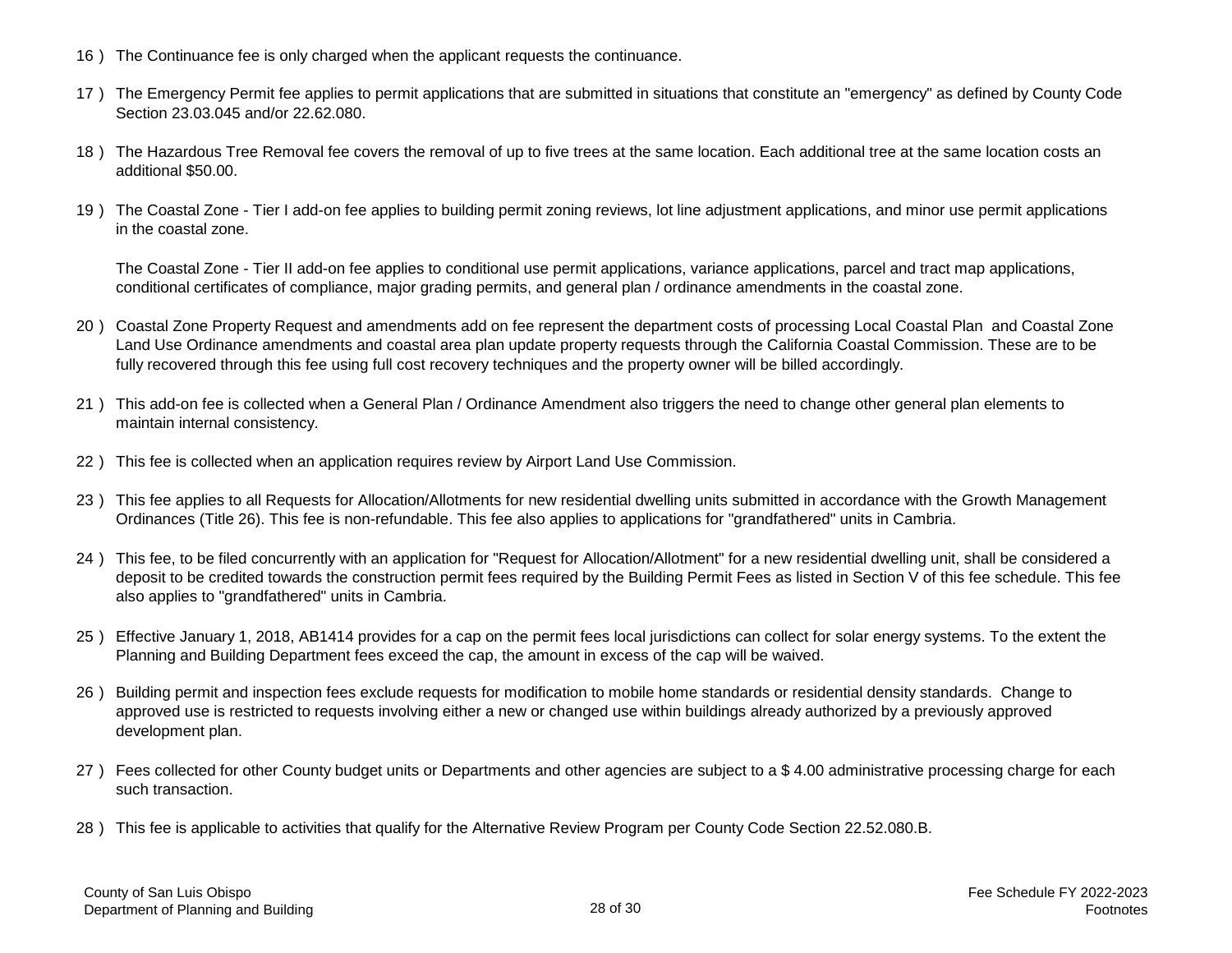16 ) The Continuance fee is only charged when the applicant requests the continuance.

17 ) The Emergency Permit fee applies to permit applications that are submitted in situations that constitute an "emergency" as defined by County Code Section 23.03.045 and/or 22.62.080.

18 ) The Hazardous Tree Removal fee covers the removal of up to five trees at the same location. Each additional tree at the same location costs an additional $50.00.

19 ) The Coastal Zone - Tier I add-on fee applies to building permit zoning reviews, lot line adjustment applications, and minor use permit applications in the coastal zone.

The Coastal Zone - Tier II add-on fee applies to conditional use permit applications, variance applications, parcel and tract map applications, conditional certificates of compliance, major grading permits, and general plan / ordinance amendments in the coastal zone.

20 ) Coastal Zone Property Request and amendments add on fee represent the department costs of processing Local Coastal Plan and Coastal Zone Land Use Ordinance amendments and coastal area plan update property requests through the California Coastal Commission. These are to be fully recovered through this fee using full cost recovery techniques and the property owner will be billed accordingly.

21 ) This add-on fee is collected when a General Plan / Ordinance Amendment also triggers the need to change other general plan elements to maintain internal consistency.

22 ) This fee is collected when an application requires review by Airport Land Use Commission.

23 ) This fee applies to all Requests for Allocation/Allotments for new residential dwelling units submitted in accordance with the Growth Management Ordinances (Title 26). This fee is non-refundable. This fee also applies to applications for "grandfathered" units in Cambria.

24 ) This fee, to be filed concurrently with an application for "Request for Allocation/Allotment" for a new residential dwelling unit, shall be considered a deposit to be credited towards the construction permit fees required by the Building Permit Fees as listed in Section V of this fee schedule. This fee also applies to "grandfathered" units in Cambria.

25 ) Effective January 1, 2018, AB1414 provides for a cap on the permit fees local jurisdictions can collect for solar energy systems. To the extent the Planning and Building Department fees exceed the cap, the amount in excess of the cap will be waived.

26 ) Building permit and inspection fees exclude requests for modification to mobile home standards or residential density standards. Change to approved use is restricted to requests involving either a new or changed use within buildings already authorized by a previously approved development plan.

27 ) Fees collected for other County budget units or Departments and other agencies are subject to a $ 4.00 administrative processing charge for each such transaction.

28 ) This fee is applicable to activities that qualify for the Alternative Review Program per County Code Section 22.52.080.B.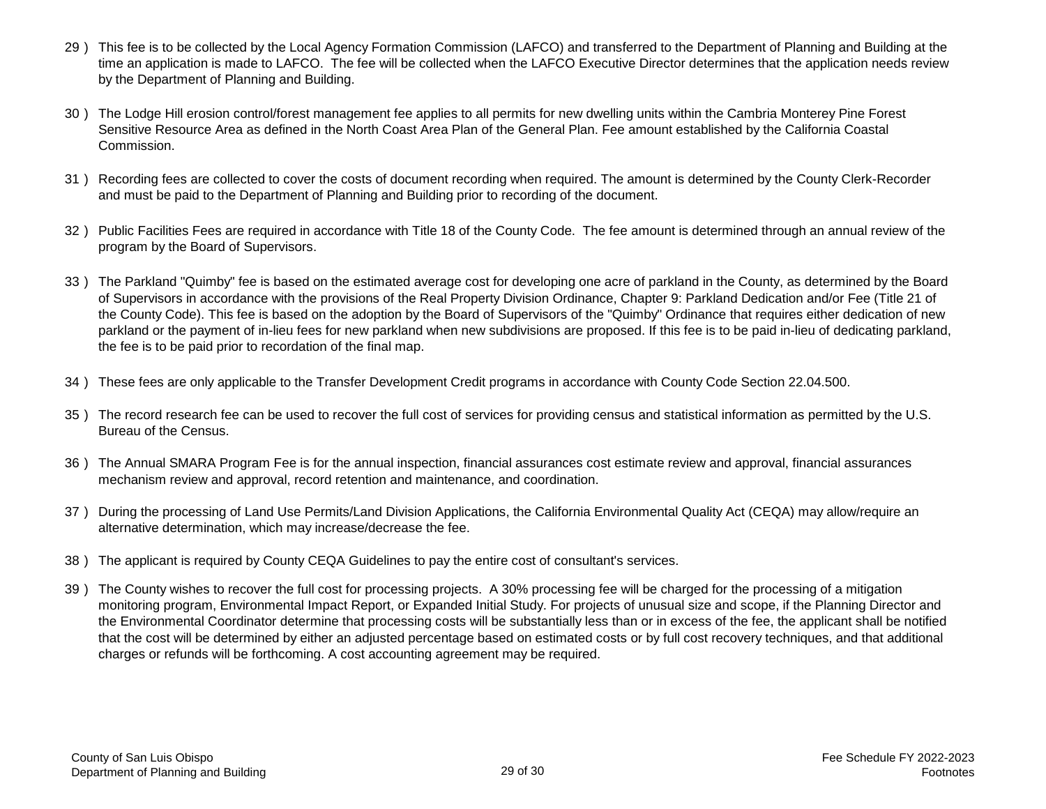29 ) This fee is to be collected by the Local Agency Formation Commission (LAFCO) and transferred to the Department of Planning and Building at the time an application is made to LAFCO. The fee will be collected when the LAFCO Executive Director determines that the application needs review by the Department of Planning and Building.

30 ) The Lodge Hill erosion control/forest management fee applies to all permits for new dwelling units within the Cambria Monterey Pine Forest Sensitive Resource Area as defined in the North Coast Area Plan of the General Plan. Fee amount established by the California Coastal Commission.

31 ) Recording fees are collected to cover the costs of document recording when required. The amount is determined by the County Clerk-Recorder and must be paid to the Department of Planning and Building prior to recording of the document.

32 ) Public Facilities Fees are required in accordance with Title 18 of the County Code. The fee amount is determined through an annual review of the program by the Board of Supervisors.

33 ) The Parkland "Quimby" fee is based on the estimated average cost for developing one acre of parkland in the County, as determined by the Board of Supervisors in accordance with the provisions of the Real Property Division Ordinance, Chapter 9: Parkland Dedication and/or Fee (Title 21 of the County Code). This fee is based on the adoption by the Board of Supervisors of the "Quimby" Ordinance that requires either dedication of new parkland or the payment of in-lieu fees for new parkland when new subdivisions are proposed. If this fee is to be paid in-lieu of dedicating parkland, the fee is to be paid prior to recordation of the final map.

34 ) These fees are only applicable to the Transfer Development Credit programs in accordance with County Code Section 22.04.500.

35 ) The record research fee can be used to recover the full cost of services for providing census and statistical information as permitted by the U.S. Bureau of the Census.

36 ) The Annual SMARA Program Fee is for the annual inspection, financial assurances cost estimate review and approval, financial assurances mechanism review and approval, record retention and maintenance, and coordination.

37 ) During the processing of Land Use Permits/Land Division Applications, the California Environmental Quality Act (CEQA) may allow/require an alternative determination, which may increase/decrease the fee.

38 ) The applicant is required by County CEQA Guidelines to pay the entire cost of consultant's services.

39 ) The County wishes to recover the full cost for processing projects. A 30% processing fee will be charged for the processing of a mitigation monitoring program, Environmental Impact Report, or Expanded Initial Study. For projects of unusual size and scope, if the Planning Director and the Environmental Coordinator determine that processing costs will be substantially less than or in excess of the fee, the applicant shall be notified that the cost will be determined by either an adjusted percentage based on estimated costs or by full cost recovery techniques, and that additional charges or refunds will be forthcoming. A cost accounting agreement may be required.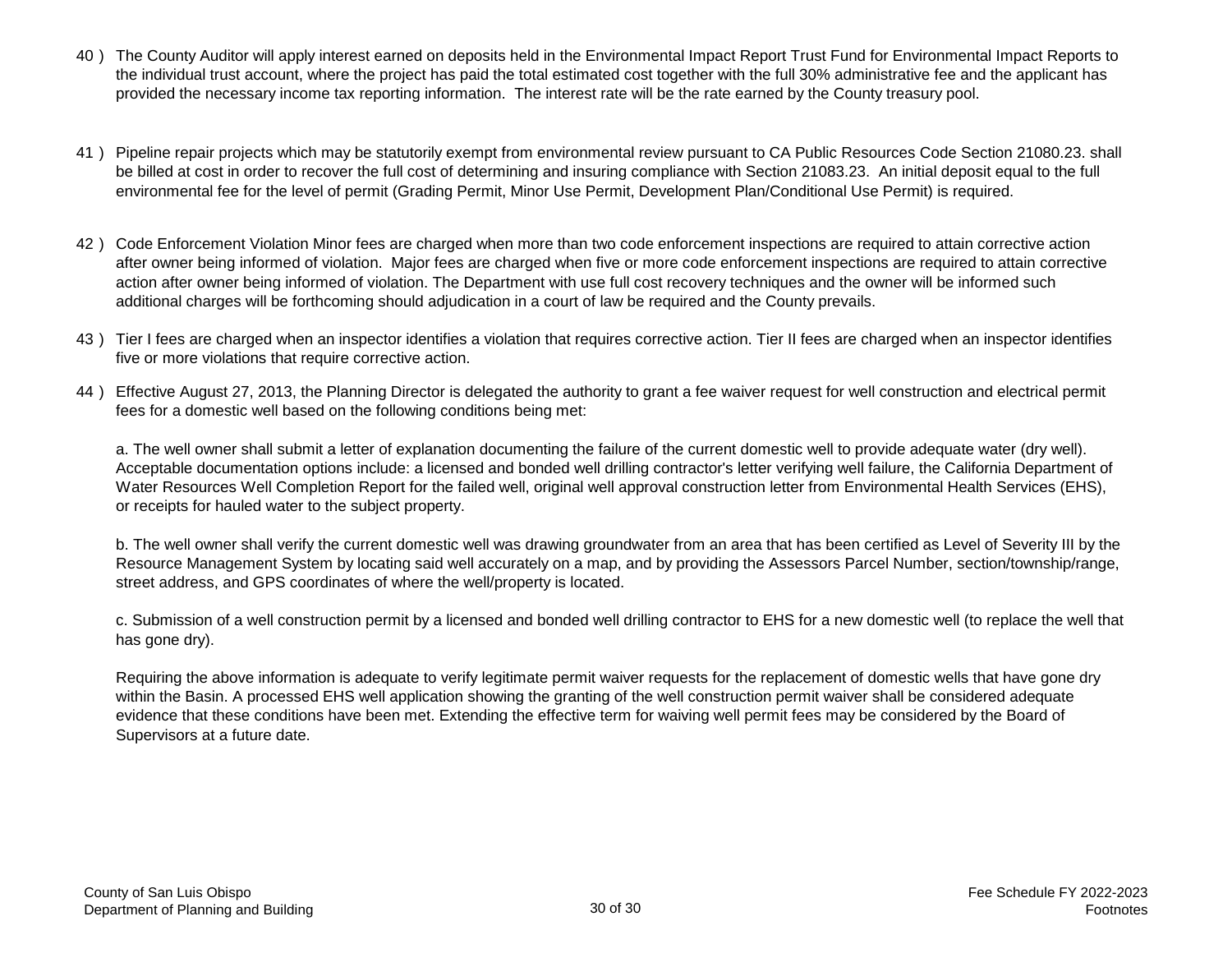40 ) The County Auditor will apply interest earned on deposits held in the Environmental Impact Report Trust Fund for Environmental Impact Reports to the individual trust account, where the project has paid the total estimated cost together with the full 30% administrative fee and the applicant has provided the necessary income tax reporting information. The interest rate will be the rate earned by the County treasury pool.

41 ) Pipeline repair projects which may be statutorily exempt from environmental review pursuant to CA Public Resources Code Section 21080.23. shall be billed at cost in order to recover the full cost of determining and insuring compliance with Section 21083.23. An initial deposit equal to the full environmental fee for the level of permit (Grading Permit, Minor Use Permit, Development Plan/Conditional Use Permit) is required.

42 ) Code Enforcement Violation Minor fees are charged when more than two code enforcement inspections are required to attain corrective action after owner being informed of violation. Major fees are charged when five or more code enforcement inspections are required to attain corrective action after owner being informed of violation. The Department with use full cost recovery techniques and the owner will be informed such additional charges will be forthcoming should adjudication in a court of law be required and the County prevails.

43 ) Tier I fees are charged when an inspector identifies a violation that requires corrective action. Tier II fees are charged when an inspector identifies five or more violations that require corrective action.

44 ) Effective August 27, 2013, the Planning Director is delegated the authority to grant a fee waiver request for well construction and electrical permit fees for a domestic well based on the following conditions being met:

a. The well owner shall submit a letter of explanation documenting the failure of the current domestic well to provide adequate water (dry well). Acceptable documentation options include: a licensed and bonded well drilling contractor's letter verifying well failure, the California Department of Water Resources Well Completion Report for the failed well, original well approval construction letter from Environmental Health Services (EHS), or receipts for hauled water to the subject property.

b. The well owner shall verify the current domestic well was drawing groundwater from an area that has been certified as Level of Severity III by the Resource Management System by locating said well accurately on a map, and by providing the Assessors Parcel Number, section/township/range, street address, and GPS coordinates of where the well/property is located.

c. Submission of a well construction permit by a licensed and bonded well drilling contractor to EHS for a new domestic well (to replace the well that has gone dry).

Requiring the above information is adequate to verify legitimate permit waiver requests for the replacement of domestic wells that have gone dry within the Basin. A processed EHS well application showing the granting of the well construction permit waiver shall be considered adequate evidence that these conditions have been met. Extending the effective term for waiving well permit fees may be considered by the Board of Supervisors at a future date.